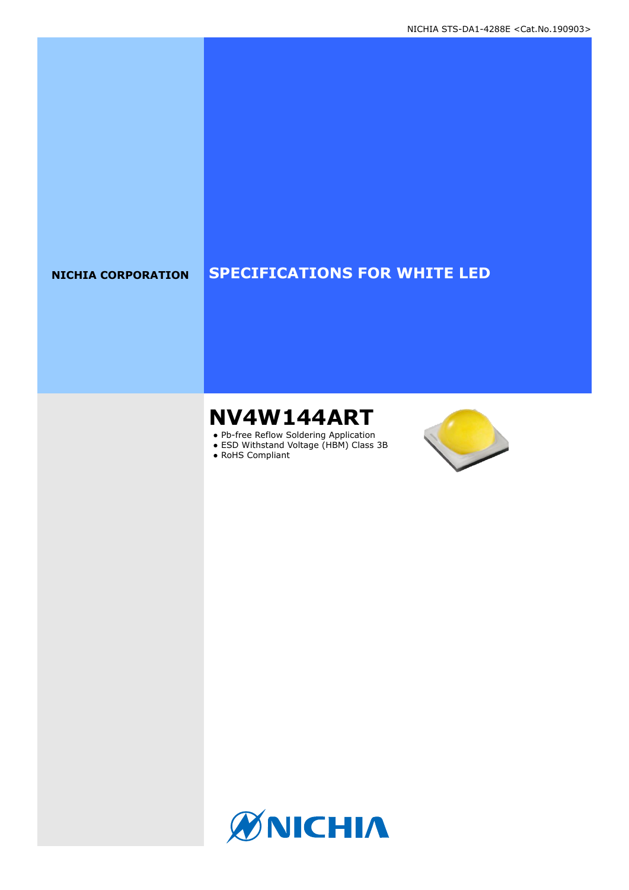NICHIA STS-DA1-4288E <Cat.No.190903>

**NICHIA CORPORATION**

# SPECIFICATIONS FOR WHITE LED

## NV4W144ART

- Pb-free Reflow Soldering Application
- ESD Withstand Voltage (HBM) Class 3B
- RoHS Compliant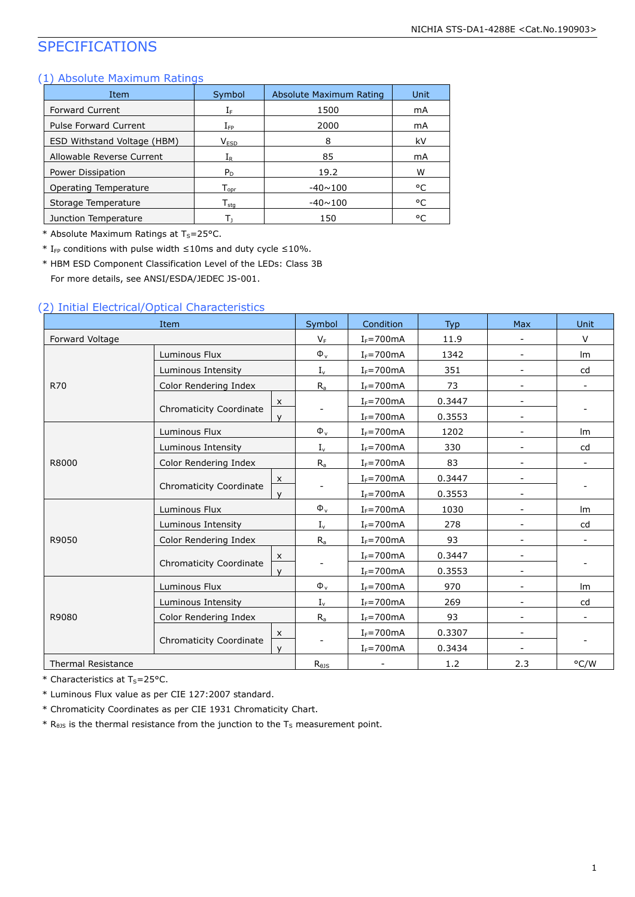# SPECIFICATIONS

## (1) Absolute Maximum Ratings

| Item | Symbol | Absolute Maximum Rating | Unit |
|---|---|---|---|
| Forward Current | $I_F$ | 1500 | mA |
| Pulse Forward Current | $I_{FP}$ | 2000 | mA |
| ESD Withstand Voltage (HBM) | $V_{ESD}$ | 8 | kV |
| Allowable Reverse Current | $I_R$ | 85 | mA |
| Power Dissipation | $P_D$ | 19.2 | W |
| Operating Temperature | $T_{opr}$ | -40~100 | °C |
| Storage Temperature | $T_{stg}$ | -40~100 | °C |
| Junction Temperature | $T_J$ | 150 | °C |

\* Absolute Maximum Ratings at $T_S$=25°C.

\* $I_{FP}$ conditions with pulse width ≤10ms and duty cycle ≤10%.

\* HBM ESD Component Classification Level of the LEDs: Class 3B
For more details, see ANSI/ESDA/JEDEC JS-001.

## (2) Initial Electrical/Optical Characteristics

| Item | | | Symbol | Condition | Typ | Max | Unit |
|---|---|---|---|---|---|---|---|
| Forward Voltage | | | $V_F$ | $I_F$=700mA | 11.9 | - | V |
| R70 | Luminous Flux | | $\Phi_v$ | $I_F$=700mA | 1342 | - | lm |
| | Luminous Intensity | | $I_v$ | $I_F$=700mA | 351 | - | cd |
| | Color Rendering Index | | $R_a$ | $I_F$=700mA | 73 | - | - |
| | Chromaticity Coordinate | x | - | $I_F$=700mA | 0.3447 | - | - |
| | | y | | $I_F$=700mA | 0.3553 | - | |
| R8000 | Luminous Flux | | $\Phi_v$ | $I_F$=700mA | 1202 | - | lm |
| | Luminous Intensity | | $I_v$ | $I_F$=700mA | 330 | - | cd |
| | Color Rendering Index | | $R_a$ | $I_F$=700mA | 83 | - | - |
| | Chromaticity Coordinate | x | - | $I_F$=700mA | 0.3447 | - | - |
| | | y | | $I_F$=700mA | 0.3553 | - | |
| R9050 | Luminous Flux | | $\Phi_v$ | $I_F$=700mA | 1030 | - | lm |
| | Luminous Intensity | | $I_v$ | $I_F$=700mA | 278 | - | cd |
| | Color Rendering Index | | $R_a$ | $I_F$=700mA | 93 | - | - |
| | Chromaticity Coordinate | x | - | $I_F$=700mA | 0.3447 | - | - |
| | | y | | $I_F$=700mA | 0.3553 | - | |
| R9080 | Luminous Flux | | $\Phi_v$ | $I_F$=700mA | 970 | - | lm |
| | Luminous Intensity | | $I_v$ | $I_F$=700mA | 269 | - | cd |
| | Color Rendering Index | | $R_a$ | $I_F$=700mA | 93 | - | - |
| | Chromaticity Coordinate | x | - | $I_F$=700mA | 0.3307 | - | - |
| | | y | | $I_F$=700mA | 0.3434 | - | |
| Thermal Resistance | | | $R_{\theta JS}$ | - | 1.2 | 2.3 | °C/W |

\* Characteristics at $T_S$=25°C.

\* Luminous Flux value as per CIE 127:2007 standard.

\* Chromaticity Coordinates as per CIE 1931 Chromaticity Chart.

\* $R_{\theta JS}$ is the thermal resistance from the junction to the $T_S$ measurement point.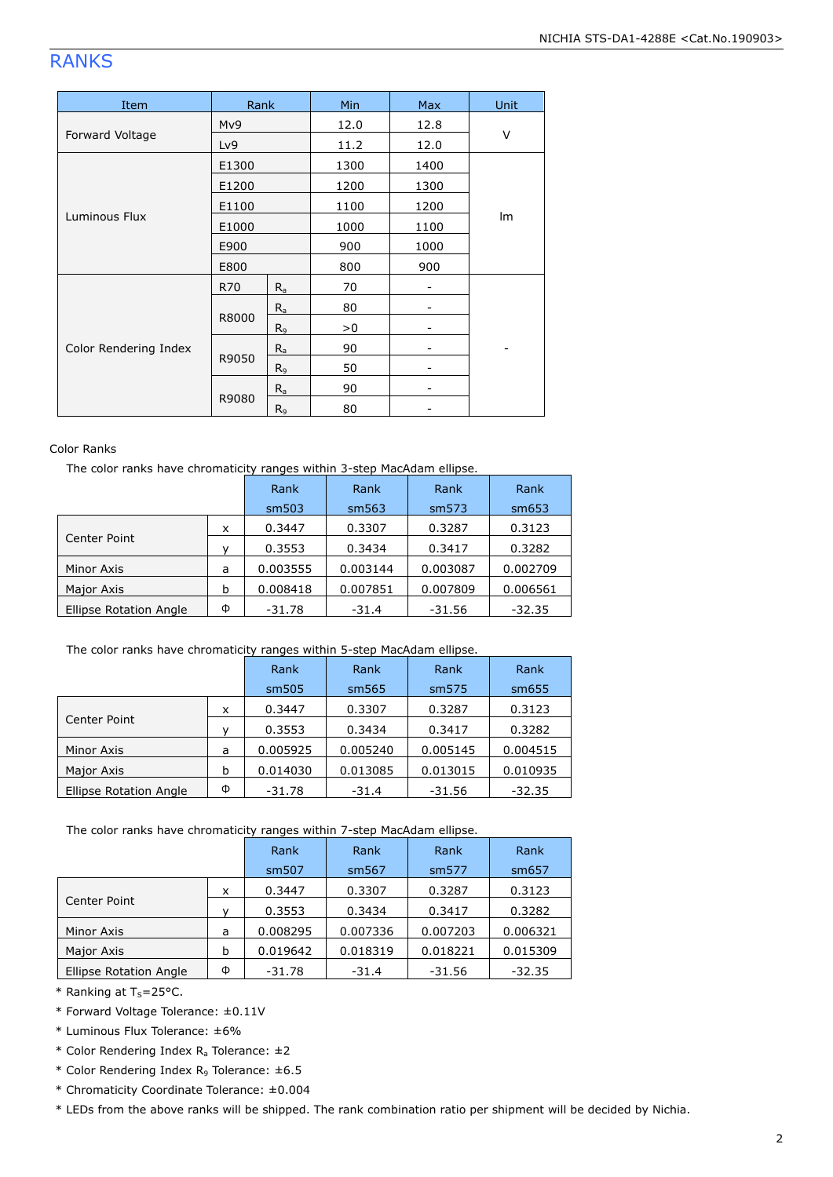# RANKS

| Item | Rank | | Min | Max | Unit |
|---|---|---|---|---|---|
| Forward Voltage | Mv9 | | 12.0 | 12.8 | V |
| | Lv9 | | 11.2 | 12.0 | |
| Luminous Flux | E1300 | | 1300 | 1400 | lm |
| | E1200 | | 1200 | 1300 | |
| | E1100 | | 1100 | 1200 | |
| | E1000 | | 1000 | 1100 | |
| | E900 | | 900 | 1000 | |
| | E800 | | 800 | 900 | |
| Color Rendering Index | R70 | $R_a$ | 70 | - | - |
| | R8000 | $R_a$ | 80 | - | |
| | | $R_9$ | >0 | - | |
| | R9050 | $R_a$ | 90 | - | |
| | | $R_9$ | 50 | - | |
| | R9080 | $R_a$ | 90 | - | |
| | | $R_9$ | 80 | - | |

Color Ranks

The color ranks have chromaticity ranges within 3-step MacAdam ellipse.

| | | Rank sm503 | Rank sm563 | Rank sm573 | Rank sm653 |
|---|---|---|---|---|---|
| Center Point | x | 0.3447 | 0.3307 | 0.3287 | 0.3123 |
| | y | 0.3553 | 0.3434 | 0.3417 | 0.3282 |
| Minor Axis | a | 0.003555 | 0.003144 | 0.003087 | 0.002709 |
| Major Axis | b | 0.008418 | 0.007851 | 0.007809 | 0.006561 |
| Ellipse Rotation Angle | Φ | -31.78 | -31.4 | -31.56 | -32.35 |

The color ranks have chromaticity ranges within 5-step MacAdam ellipse.

| | | Rank sm505 | Rank sm565 | Rank sm575 | Rank sm655 |
|---|---|---|---|---|---|
| Center Point | x | 0.3447 | 0.3307 | 0.3287 | 0.3123 |
| | y | 0.3553 | 0.3434 | 0.3417 | 0.3282 |
| Minor Axis | a | 0.005925 | 0.005240 | 0.005145 | 0.004515 |
| Major Axis | b | 0.014030 | 0.013085 | 0.013015 | 0.010935 |
| Ellipse Rotation Angle | Φ | -31.78 | -31.4 | -31.56 | -32.35 |

The color ranks have chromaticity ranges within 7-step MacAdam ellipse.

| | | Rank sm507 | Rank sm567 | Rank sm577 | Rank sm657 |
|---|---|---|---|---|---|
| Center Point | x | 0.3447 | 0.3307 | 0.3287 | 0.3123 |
| | y | 0.3553 | 0.3434 | 0.3417 | 0.3282 |
| Minor Axis | a | 0.008295 | 0.007336 | 0.007203 | 0.006321 |
| Major Axis | b | 0.019642 | 0.018319 | 0.018221 | 0.015309 |
| Ellipse Rotation Angle | Φ | -31.78 | -31.4 | -31.56 | -32.35 |

* Ranking at $T_S$=25°C.
* Forward Voltage Tolerance: ±0.11V
* Luminous Flux Tolerance: ±6%
* Color Rendering Index $R_a$ Tolerance: ±2
* Color Rendering Index $R_9$ Tolerance: ±6.5
* Chromaticity Coordinate Tolerance: ±0.004
* LEDs from the above ranks will be shipped. The rank combination ratio per shipment will be decided by Nichia.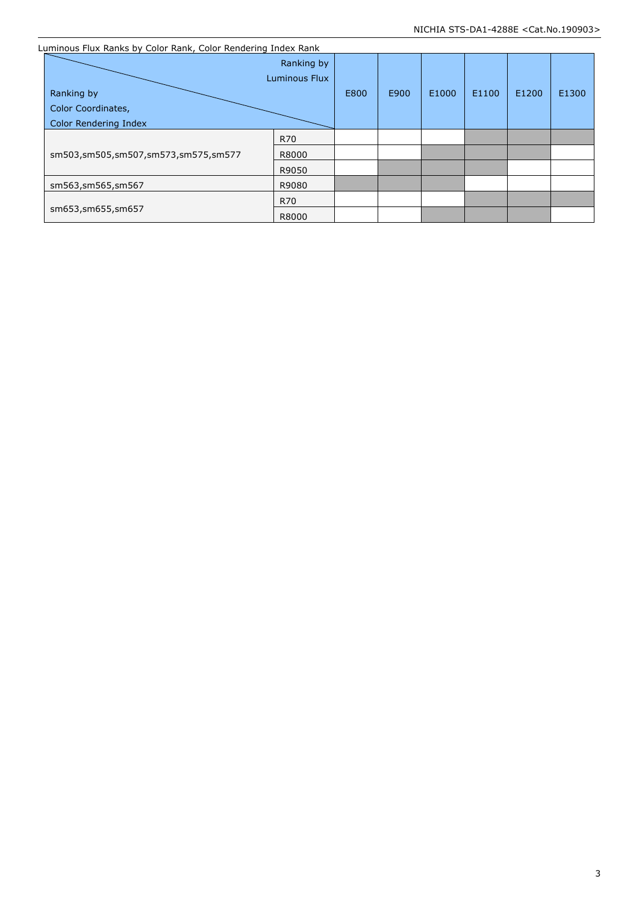Luminous Flux Ranks by Color Rank, Color Rendering Index Rank

| Ranking by Color Coordinates, Color Rendering Index \ Ranking by Luminous Flux | | E800 | E900 | E1000 | E1100 | E1200 | E1300 |
|---|---|---|---|---|---|---|---|
| sm503,sm505,sm507,sm573,sm575,sm577 | R70 | | | | ■ | ■ | ■ |
| | R8000 | | | ■ | ■ | ■ | |
| | R9050 | | ■ | ■ | ■ | | |
| sm563,sm565,sm567 | R9080 | ■ | ■ | ■ | | | |
| sm653,sm655,sm657 | R70 | | | | ■ | ■ | ■ |
| | R8000 | | | ■ | ■ | ■ | |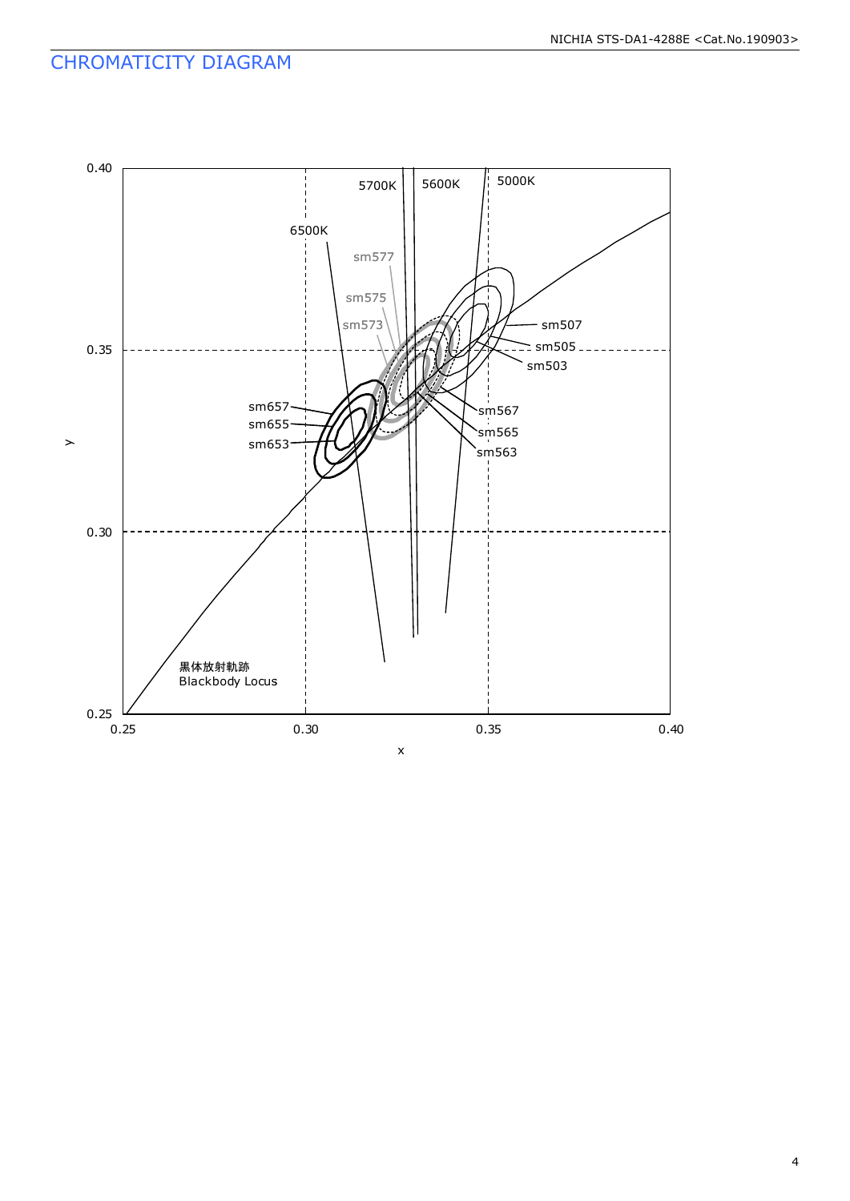# CHROMATICITY DIAGRAM

6500K

5700K

5600K

5000K

sm577

sm575

sm573

sm507

sm505

sm503

sm657

sm655

sm653

sm567

sm565

sm563

黒体放射軌跡
Blackbody Locus

0.40

0.35

0.30

0.25

y

0.25

0.30

0.35

0.40

x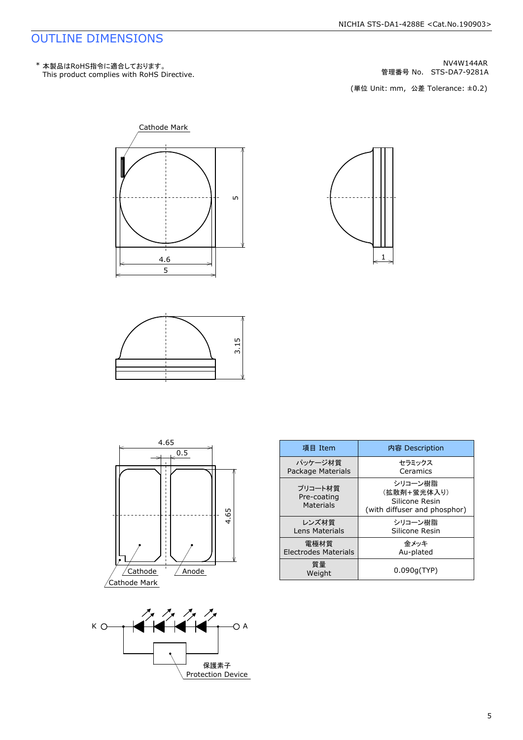# OUTLINE DIMENSIONS

\* 本製品はRoHS指令に適合しております。
This product complies with RoHS Directive.

NV4W144AR
管理番号 No.　STS-DA7-9281A

(単位 Unit: mm,　公差 Tolerance: ±0.2)

Cathode Mark

5

4.6

5

1

3.15

4.65

0.5

4.65

Cathode　Anode

Cathode Mark

K　A

保護素子
Protection Device

| 項目 Item | 内容 Description |
|---|---|
| パッケージ材質<br>Package Materials | セラミックス<br>Ceramics |
| プリコート材質<br>Pre-coating<br>Materials | シリコーン樹脂<br>(拡散剤+蛍光体入り)<br>Silicone Resin<br>(with diffuser and phosphor) |
| レンズ材質<br>Lens Materials | シリコーン樹脂<br>Silicone Resin |
| 電極材質<br>Electrodes Materials | 金メッキ<br>Au-plated |
| 質量<br>Weight | 0.090g(TYP) |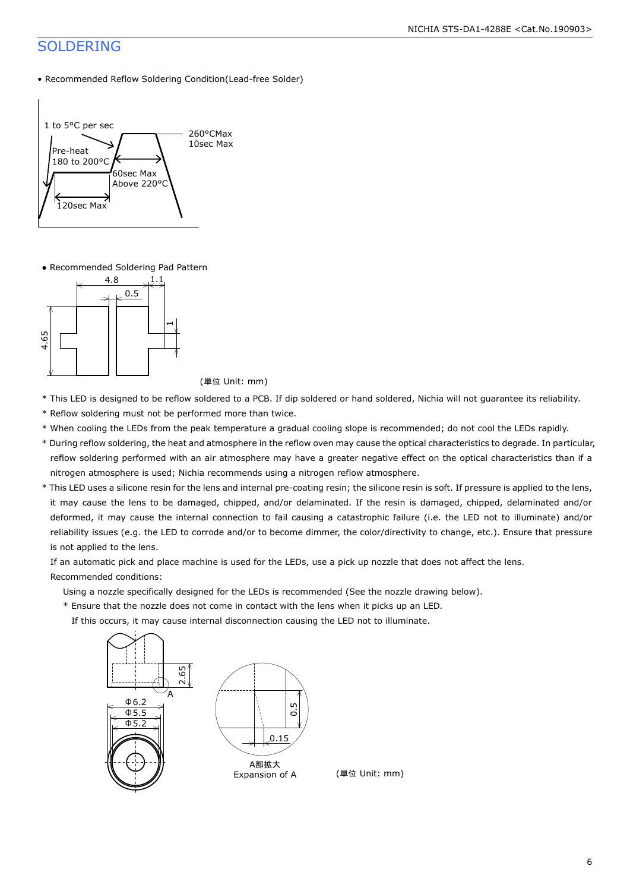# SOLDERING

- Recommended Reflow Soldering Condition(Lead-free Solder)

1 to 5°C per sec

Pre-heat
180 to 200°C

260°CMax
10sec Max

60sec Max
Above 220°C

120sec Max

- Recommended Soldering Pad Pattern

4.8  1.1  0.5  4.65  1

(単位 Unit: mm)

* This LED is designed to be reflow soldered to a PCB. If dip soldered or hand soldered, Nichia will not guarantee its reliability.
* Reflow soldering must not be performed more than twice.
* When cooling the LEDs from the peak temperature a gradual cooling slope is recommended; do not cool the LEDs rapidly.
* During reflow soldering, the heat and atmosphere in the reflow oven may cause the optical characteristics to degrade. In particular, reflow soldering performed with an air atmosphere may have a greater negative effect on the optical characteristics than if a nitrogen atmosphere is used; Nichia recommends using a nitrogen reflow atmosphere.
* This LED uses a silicone resin for the lens and internal pre-coating resin; the silicone resin is soft. If pressure is applied to the lens, it may cause the lens to be damaged, chipped, and/or delaminated. If the resin is damaged, chipped, delaminated and/or deformed, it may cause the internal connection to fail causing a catastrophic failure (i.e. the LED not to illuminate) and/or reliability issues (e.g. the LED to corrode and/or to become dimmer, the color/directivity to change, etc.). Ensure that pressure is not applied to the lens.

  If an automatic pick and place machine is used for the LEDs, use a pick up nozzle that does not affect the lens.

  Recommended conditions:

  Using a nozzle specifically designed for the LEDs is recommended (See the nozzle drawing below).

  * Ensure that the nozzle does not come in contact with the lens when it picks up an LED.
    If this occurs, it may cause internal disconnection causing the LED not to illuminate.

2.65  A

Φ6.2
Φ5.5
Φ5.2

0.5  0.15

A部拡大
Expansion of A

(単位 Unit: mm)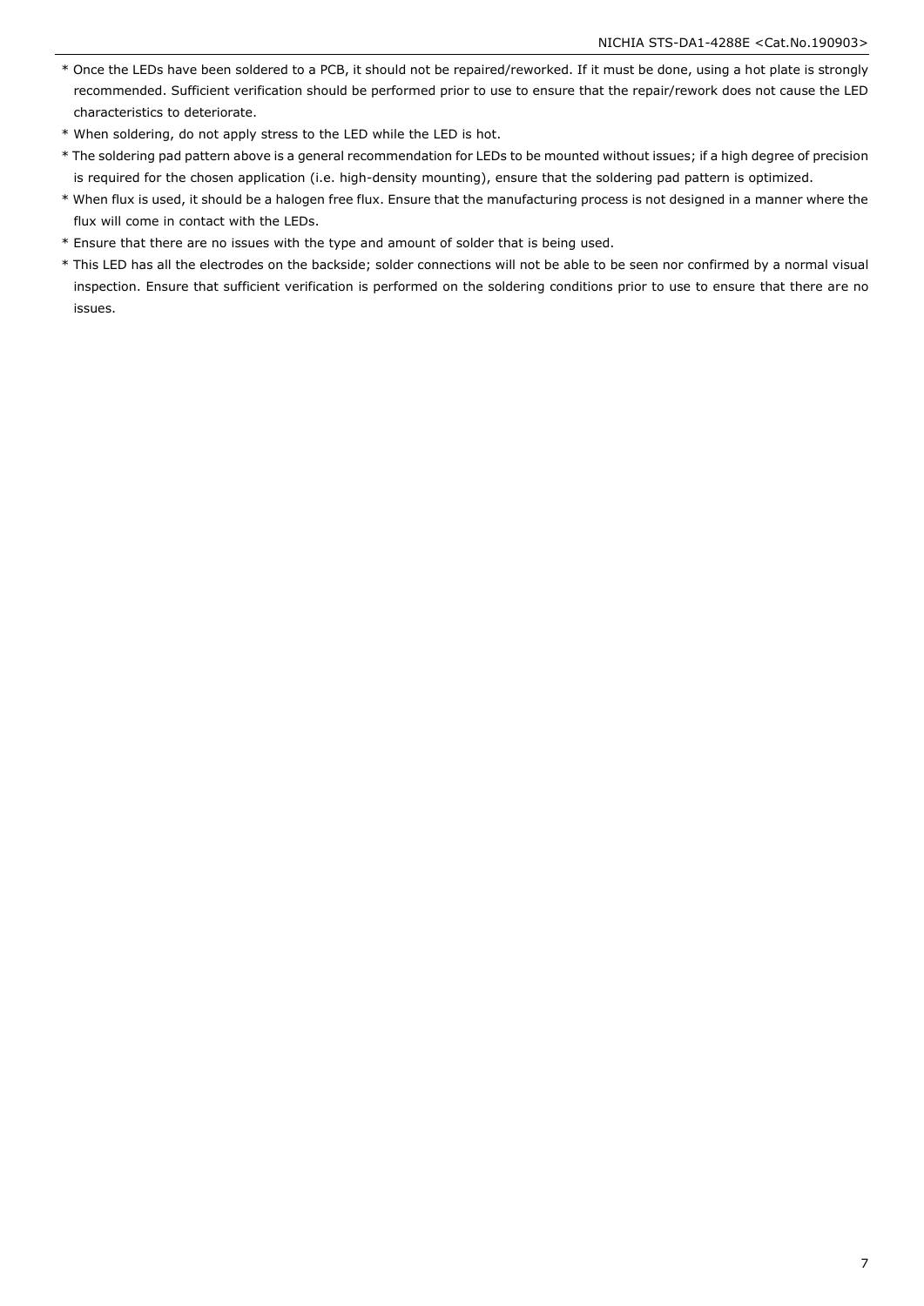* Once the LEDs have been soldered to a PCB, it should not be repaired/reworked. If it must be done, using a hot plate is strongly recommended. Sufficient verification should be performed prior to use to ensure that the repair/rework does not cause the LED characteristics to deteriorate.
* When soldering, do not apply stress to the LED while the LED is hot.
* The soldering pad pattern above is a general recommendation for LEDs to be mounted without issues; if a high degree of precision is required for the chosen application (i.e. high-density mounting), ensure that the soldering pad pattern is optimized.
* When flux is used, it should be a halogen free flux. Ensure that the manufacturing process is not designed in a manner where the flux will come in contact with the LEDs.
* Ensure that there are no issues with the type and amount of solder that is being used.
* This LED has all the electrodes on the backside; solder connections will not be able to be seen nor confirmed by a normal visual inspection. Ensure that sufficient verification is performed on the soldering conditions prior to use to ensure that there are no issues.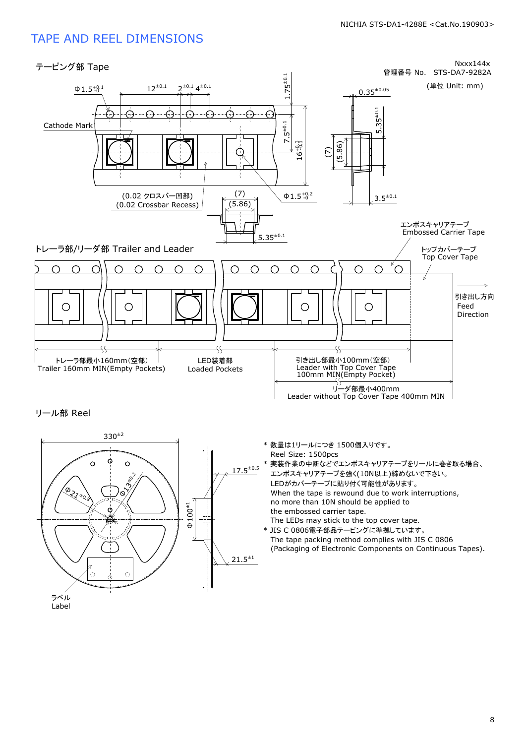# TAPE AND REEL DIMENSIONS

Nxxx144x

管理番号 No. STS-DA7-9282A

(単位 Unit: mm)

## テーピング部 Tape

$\Phi 1.5^{+0.1}_{-0}$  $12^{\pm 0.1}$  $2^{\pm 0.1}$  $4^{\pm 0.1}$  $1.75^{\pm 0.1}$  $0.35^{\pm 0.05}$

Cathode Mark

$7.5^{\pm 0.1}$  $16^{+0.3}_{-0.1}$  $5.35^{\pm 0.1}$  (7)  (5.86)

(0.02 クロスバー凹部)
(0.02 Crossbar Recess)

(7)  (5.86)  $\Phi 1.5^{+0.2}_{-0}$  $3.5^{\pm 0.1}$  $5.35^{\pm 0.1}$

## トレーラ部/リーダ部 Trailer and Leader

エンボスキャリアテープ
Embossed Carrier Tape

トップカバーテープ
Top Cover Tape

引き出し方向
Feed
Direction

トレーラ部最小160mm(空部)
Trailer 160mm MIN(Empty Pockets)

LED装着部
Loaded Pockets

引き出し部最小100mm(空部)
Leader with Top Cover Tape
100mm MIN(Empty Pocket)

リーダ部最小400mm
Leader without Top Cover Tape 400mm MIN

## リール部 Reel

$330^{\pm 2}$  $\Phi 21^{\pm 0.8}$  $\Phi 13^{\pm 0.2}$  $\Phi 100^{\pm 1}$  $17.5^{\pm 0.5}$  $21.5^{\pm 1}$

ラベル
Label

* 数量は1リールにつき 1500個入りです。
  Reel Size: 1500pcs
* 実装作業の中断などでエンボスキャリアテープをリールに巻き取る場合、
  エンボスキャリアテープを強く(10N以上)締めないで下さい。
  LEDがカバーテープに貼り付く可能性があります。
  When the tape is rewound due to work interruptions,
  no more than 10N should be applied to
  the embossed carrier tape.
  The LEDs may stick to the top cover tape.
* JIS C 0806電子部品テーピングに準拠しています。
  The tape packing method complies with JIS C 0806
  (Packaging of Electronic Components on Continuous Tapes).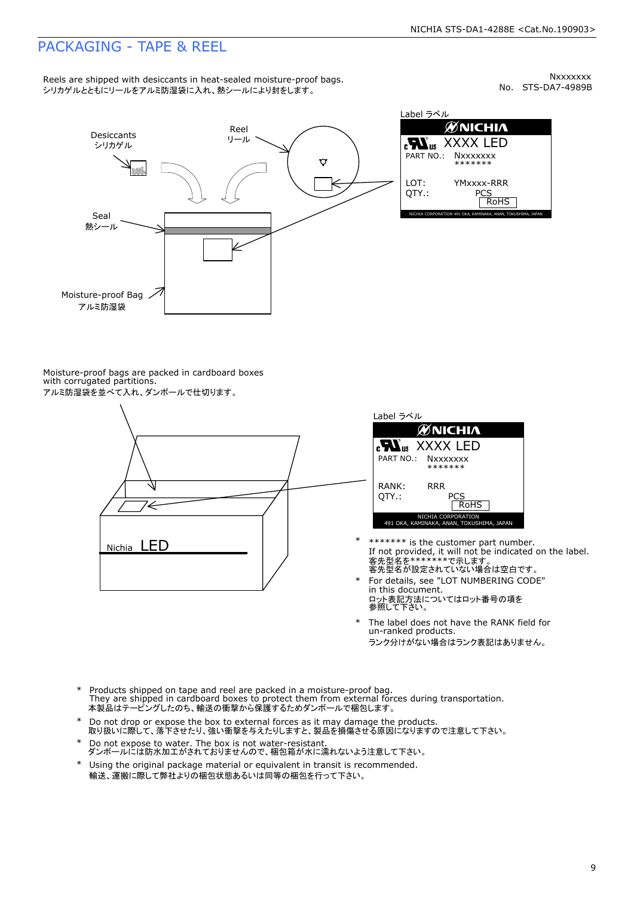# PACKAGING - TAPE & REEL

Reels are shipped with desiccants in heat-sealed moisture-proof bags.
シリカゲルとともにリールをアルミ防湿袋に入れ、熱シールにより封をします。

Nxxxxxxx
No. STS-DA7-4989B

Desiccants
シリカゲル

Reel
リール

Seal
熱シール

Moisture-proof Bag
アルミ防湿袋

Label ラベル

NICHIA
XXXX LED
PART NO.: Nxxxxxxx
\*\*\*\*\*\*\*
LOT: YMxxxx-RRR
QTY.: PCS
RoHS
NICHIA CORPORATION 491 OKA, KAMINAKA, ANAN, TOKUSHIMA, JAPAN

Moisture-proof bags are packed in cardboard boxes with corrugated partitions.
アルミ防湿袋を並べて入れ、ダンボールで仕切ります。

Nichia LED

Label ラベル

NICHIA
XXXX LED
PART NO.: Nxxxxxxx
\*\*\*\*\*\*\*
RANK: RRR
QTY.: PCS
RoHS
NICHIA CORPORATION
491 OKA, KAMINAKA, ANAN, TOKUSHIMA, JAPAN

- \*\*\*\*\*\*\* is the customer part number.
  If not provided, it will not be indicated on the label.
  客先型名を\*\*\*\*\*\*\*で示します。
  客先型名が設定されていない場合は空白です。
- For details, see "LOT NUMBERING CODE" in this document.
  ロット表記方法についてはロット番号の項を参照して下さい。
- The label does not have the RANK field for un-ranked products.
  ランク分けがない場合はランク表記はありません。

- Products shipped on tape and reel are packed in a moisture-proof bag.
  They are shipped in cardboard boxes to protect them from external forces during transportation.
  本製品はテーピングしたのち、輸送の衝撃から保護するためダンボールで梱包します。
- Do not drop or expose the box to external forces as it may damage the products.
  取り扱いに際して、落下させたり、強い衝撃を与えたりしますと、製品を損傷させる原因になりますので注意して下さい。
- Do not expose to water. The box is not water-resistant.
  ダンボールには防水加工がされておりませんので、梱包箱が水に濡れないよう注意して下さい。
- Using the original package material or equivalent in transit is recommended.
  輸送、運搬に際して弊社よりの梱包状態あるいは同等の梱包を行って下さい。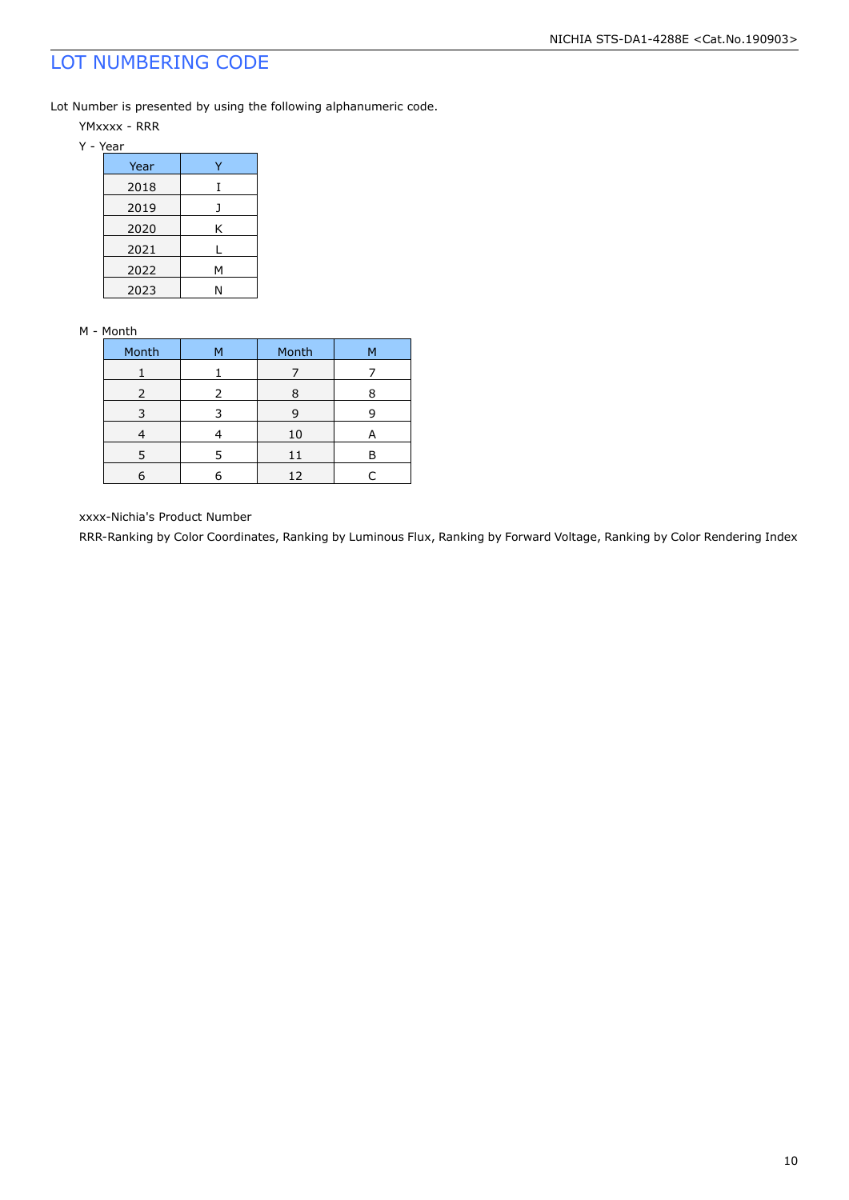# LOT NUMBERING CODE

Lot Number is presented by using the following alphanumeric code.

YMxxxx - RRR

Y - Year

| Year | Y |
|---|---|
| 2018 | I |
| 2019 | J |
| 2020 | K |
| 2021 | L |
| 2022 | M |
| 2023 | N |

M - Month

| Month | M | Month | M |
|---|---|---|---|
| 1 | 1 | 7 | 7 |
| 2 | 2 | 8 | 8 |
| 3 | 3 | 9 | 9 |
| 4 | 4 | 10 | A |
| 5 | 5 | 11 | B |
| 6 | 6 | 12 | C |

xxxx-Nichia's Product Number

RRR-Ranking by Color Coordinates, Ranking by Luminous Flux, Ranking by Forward Voltage, Ranking by Color Rendering Index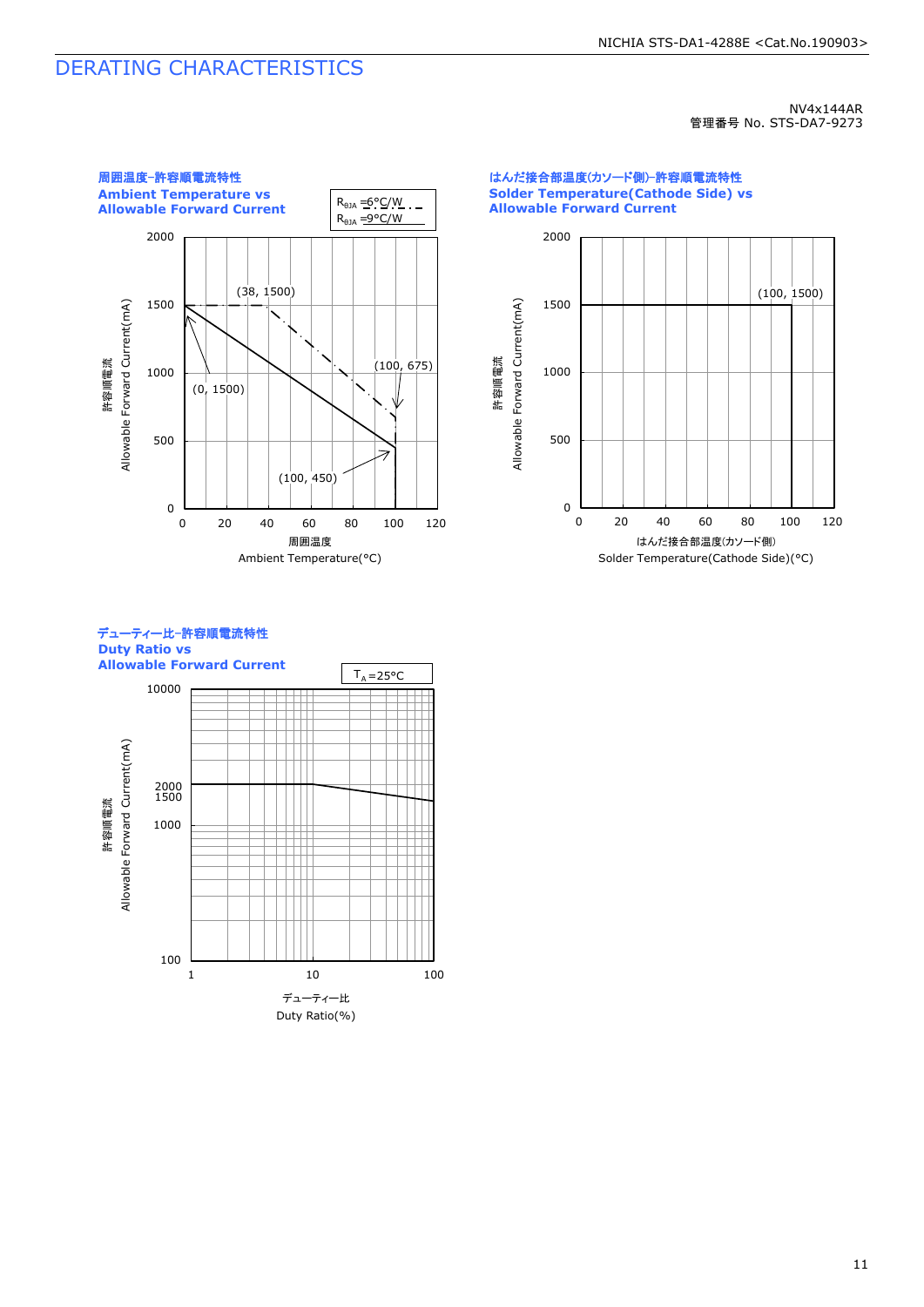# DERATING CHARACTERISTICS

NV4x144AR
管理番号 No. STS-DA7-9273

**周囲温度-許容順電流特性**
**Ambient Temperature vs**
**Allowable Forward Current**

$R_{\theta JA}$ =6°C/W
$R_{\theta JA}$ =9°C/W

(38, 1500)
(0, 1500)
(100, 675)
(100, 450)

許容順電流 Allowable Forward Current(mA)

周囲温度
Ambient Temperature(°C)

**はんだ接合部温度(カソード側)-許容順電流特性**
**Solder Temperature(Cathode Side) vs**
**Allowable Forward Current**

(100, 1500)

許容順電流 Allowable Forward Current(mA)

はんだ接合部温度(カソード側)
Solder Temperature(Cathode Side)(°C)

**デューティー比-許容順電流特性**
**Duty Ratio vs**
**Allowable Forward Current**

$T_A$=25°C

許容順電流 Allowable Forward Current(mA)

デューティー比
Duty Ratio(%)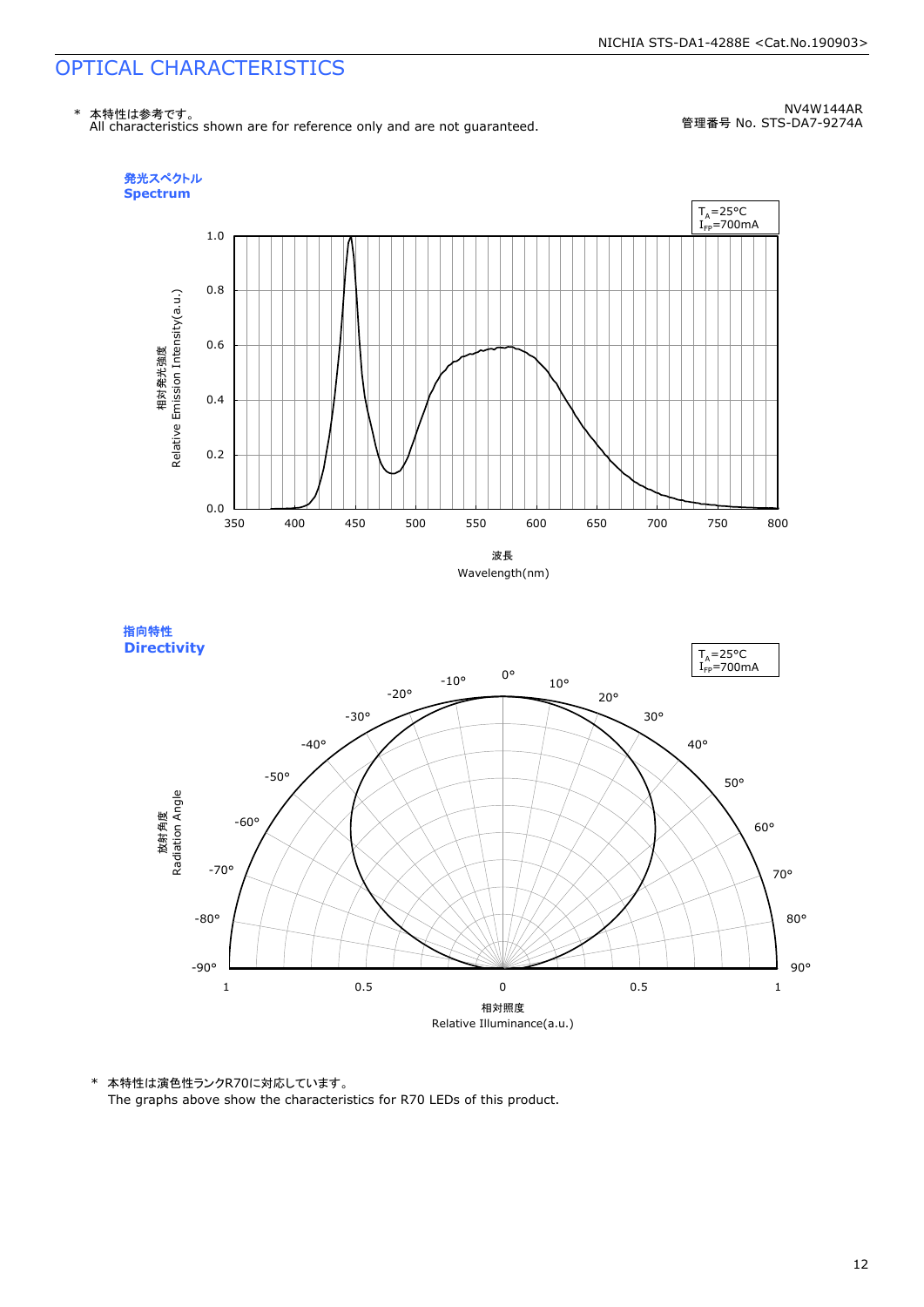# OPTICAL CHARACTERISTICS

\* 本特性は参考です。
All characteristics shown are for reference only and are not guaranteed.

NV4W144AR
管理番号 No. STS-DA7-9274A

**発光スペクトル**
**Spectrum**

$T_A$=25°C
$I_{FP}$=700mA

相対発光強度
Relative Emission Intensity(a.u.)

波長
Wavelength(nm)

**指向特性**
**Directivity**

$T_A$=25°C
$I_{FP}$=700mA

放射角度
Radiation Angle

相対照度
Relative Illuminance(a.u.)

\* 本特性は演色性ランクR70に対応しています。
The graphs above show the characteristics for R70 LEDs of this product.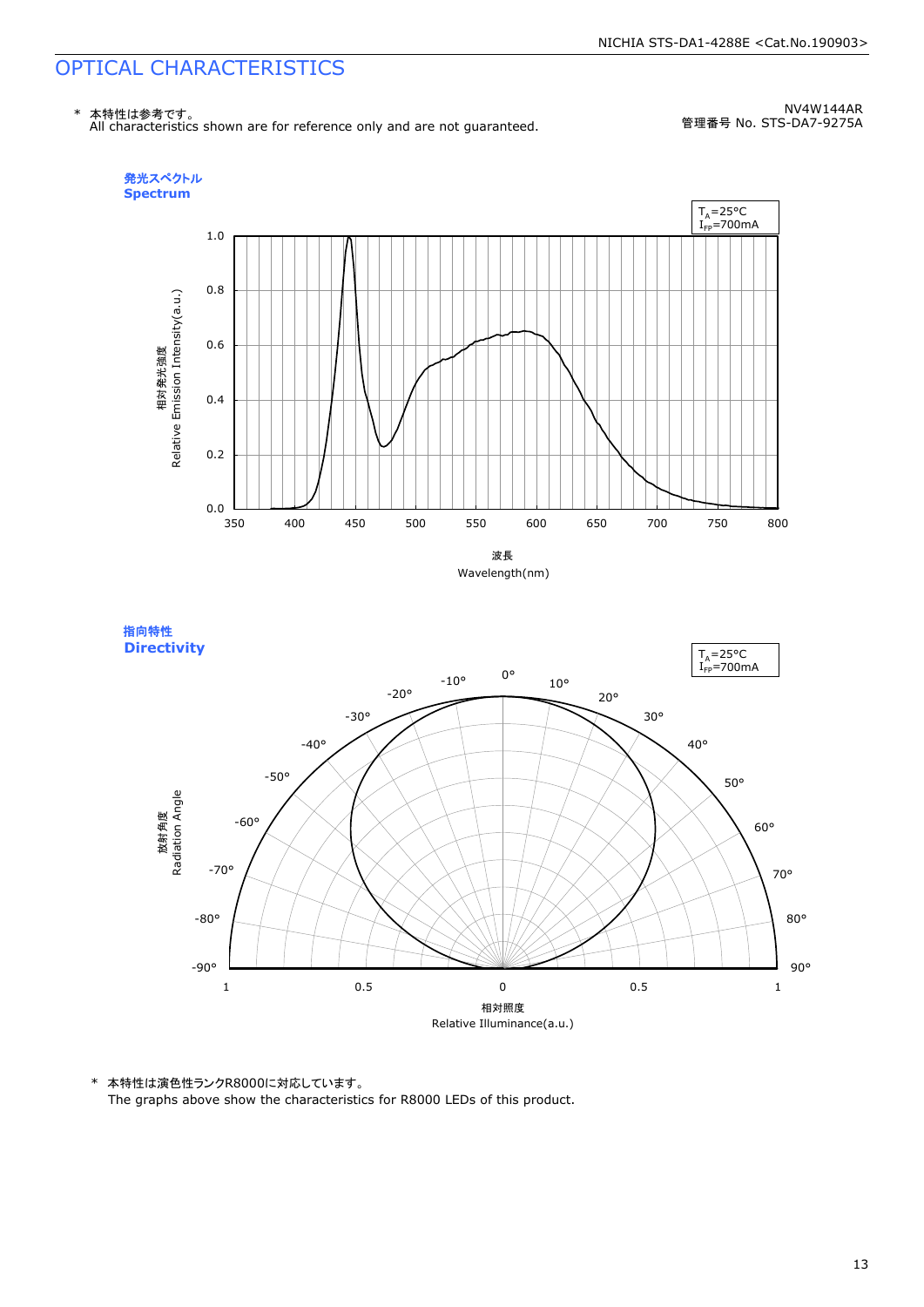# OPTICAL CHARACTERISTICS

\* 本特性は参考です。
All characteristics shown are for reference only and are not guaranteed.

NV4W144AR
管理番号 No. STS-DA7-9275A

**発光スペクトル**
**Spectrum**

$T_A$=25°C
$I_{FP}$=700mA

相対発光強度
Relative Emission Intensity(a.u.)

波長
Wavelength(nm)

**指向特性**
**Directivity**

$T_A$=25°C
$I_{FP}$=700mA

放射角度
Radiation Angle

相対照度
Relative Illuminance(a.u.)

\* 本特性は演色性ランクR8000に対応しています。
The graphs above show the characteristics for R8000 LEDs of this product.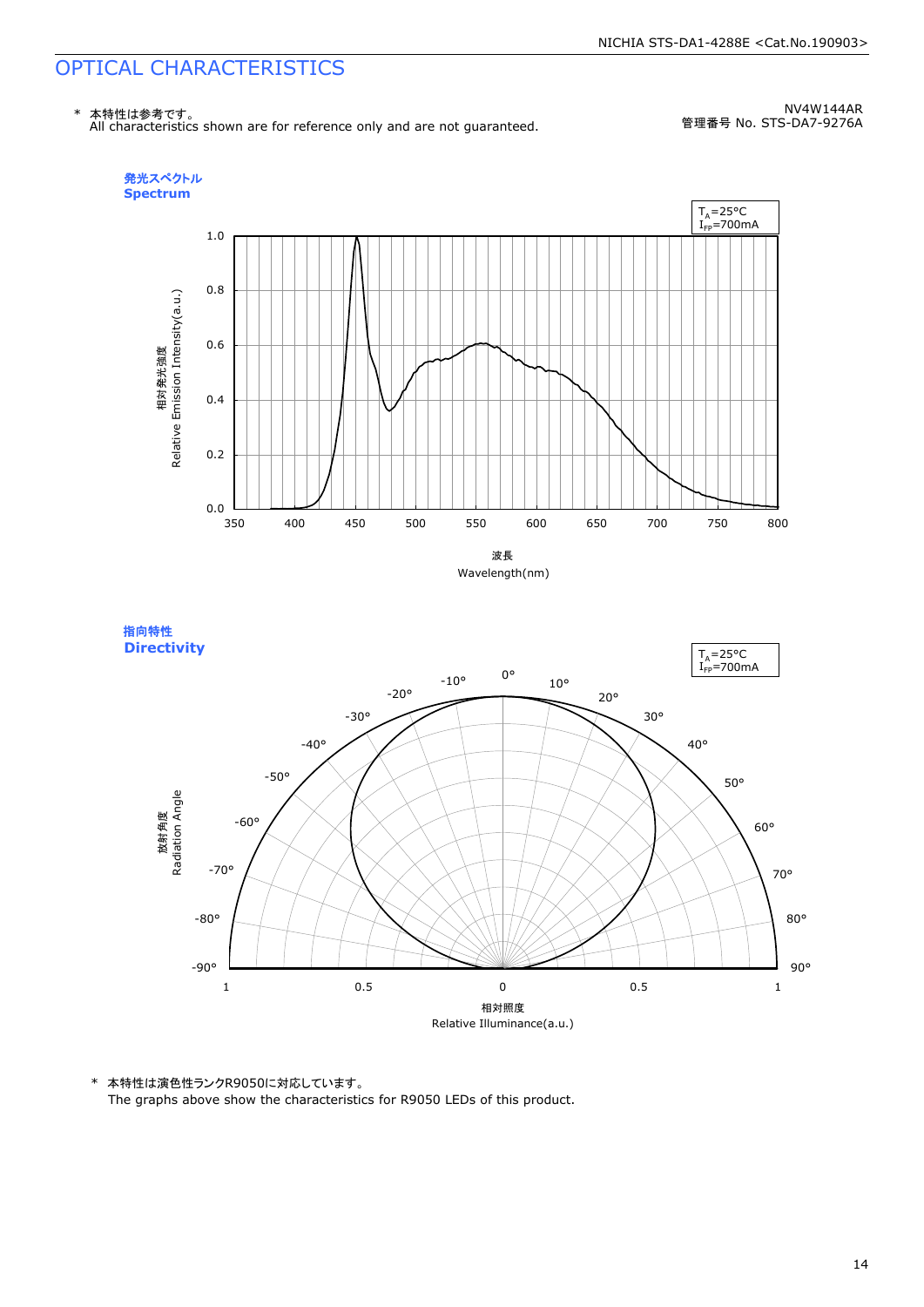# OPTICAL CHARACTERISTICS

\* 本特性は参考です。
All characteristics shown are for reference only and are not guaranteed.

NV4W144AR
管理番号 No. STS-DA7-9276A

**発光スペクトル**
**Spectrum**

$T_A$=25°C
$I_{FP}$=700mA

相対発光強度
Relative Emission Intensity(a.u.)

波長
Wavelength(nm)

**指向特性**
**Directivity**

$T_A$=25°C
$I_{FP}$=700mA

放射角度
Radiation Angle

相対照度
Relative Illuminance(a.u.)

\* 本特性は演色性ランクR9050に対応しています。
The graphs above show the characteristics for R9050 LEDs of this product.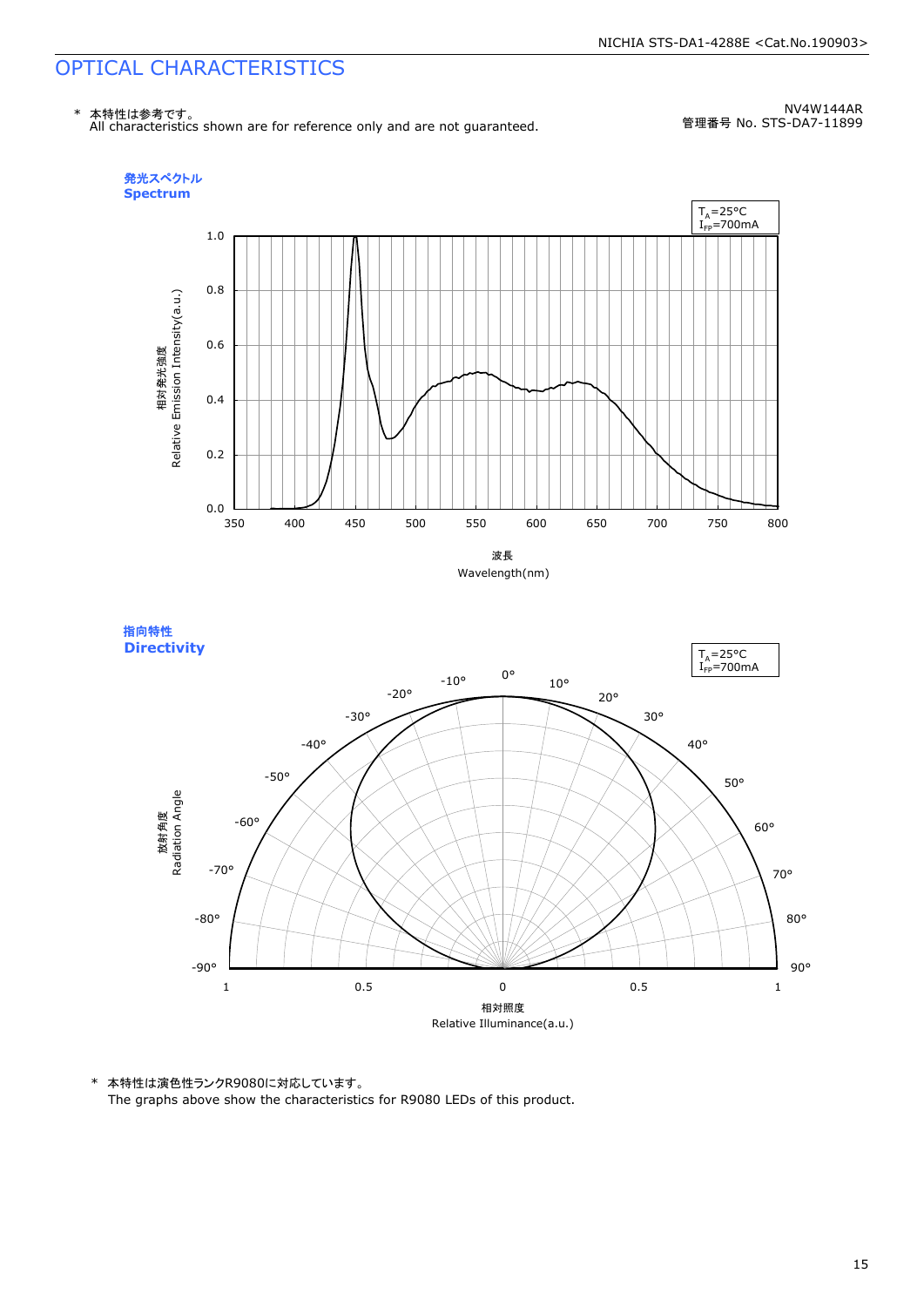# OPTICAL CHARACTERISTICS

\* 本特性は参考です。
All characteristics shown are for reference only and are not guaranteed.

NV4W144AR
管理番号 No. STS-DA7-11899

**発光スペクトル**
**Spectrum**

$T_A$=25°C
$I_{FP}$=700mA

相対発光強度
Relative Emission Intensity(a.u.)

波長
Wavelength(nm)

**指向特性**
**Directivity**

$T_A$=25°C
$I_{FP}$=700mA

放射角度
Radiation Angle

相対照度
Relative Illuminance(a.u.)

\* 本特性は演色性ランクR9080に対応しています。
The graphs above show the characteristics for R9080 LEDs of this product.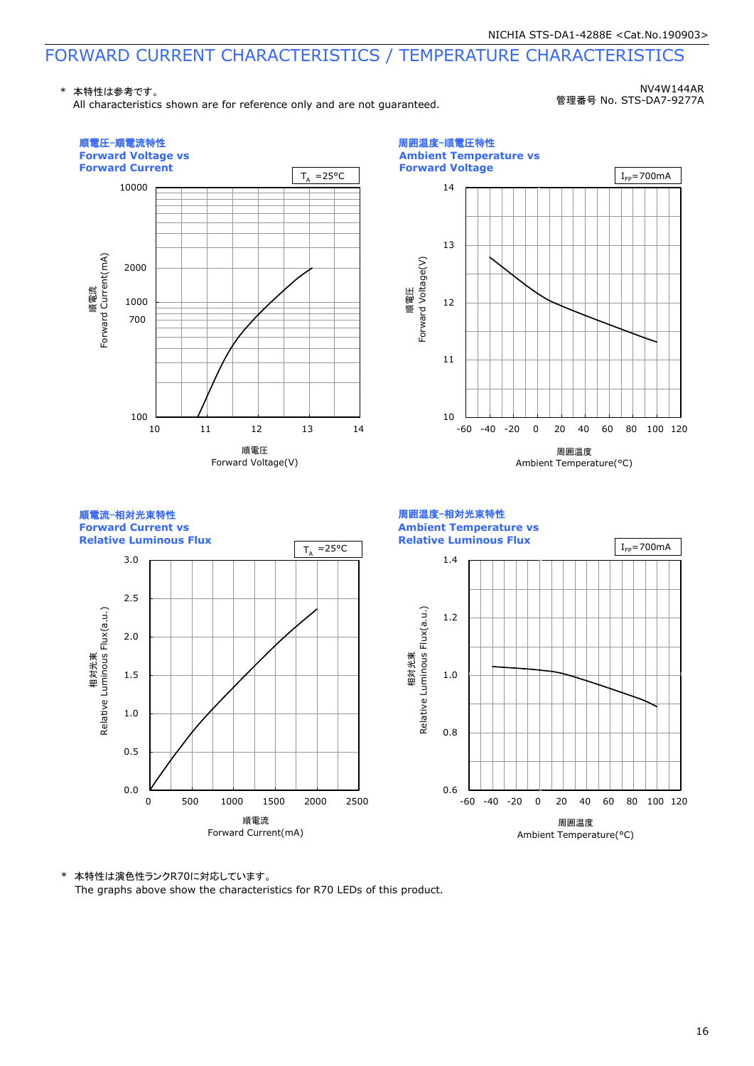# FORWARD CURRENT CHARACTERISTICS / TEMPERATURE CHARACTERISTICS

\* 本特性は参考です。
All characteristics shown are for reference only and are not guaranteed.

NV4W144AR
管理番号 No. STS-DA7-9277A

**順電圧-順電流特性**
**Forward Voltage vs Forward Current**

$T_A$ =25°C

Forward Current(mA) (順電流): 100, 700, 1000, 2000, 10000
Forward Voltage(V) (順電圧): 10, 11, 12, 13, 14

**周囲温度-順電圧特性**
**Ambient Temperature vs Forward Voltage**

$I_{FP}$=700mA

Forward Voltage(V) (順電圧): 10, 11, 12, 13, 14
Ambient Temperature(°C) (周囲温度): -60, -40, -20, 0, 20, 40, 60, 80, 100, 120

**順電流-相対光束特性**
**Forward Current vs Relative Luminous Flux**

$T_A$ =25°C

Relative Luminous Flux(a.u.) (相対光束): 0.0, 0.5, 1.0, 1.5, 2.0, 2.5, 3.0
Forward Current(mA) (順電流): 0, 500, 1000, 1500, 2000, 2500

**周囲温度-相対光束特性**
**Ambient Temperature vs Relative Luminous Flux**

$I_{FP}$=700mA

Relative Luminous Flux(a.u.) (相対光束): 0.6, 0.8, 1.0, 1.2, 1.4
Ambient Temperature(°C) (周囲温度): -60, -40, -20, 0, 20, 40, 60, 80, 100, 120

\* 本特性は演色性ランクR70に対応しています。
The graphs above show the characteristics for R70 LEDs of this product.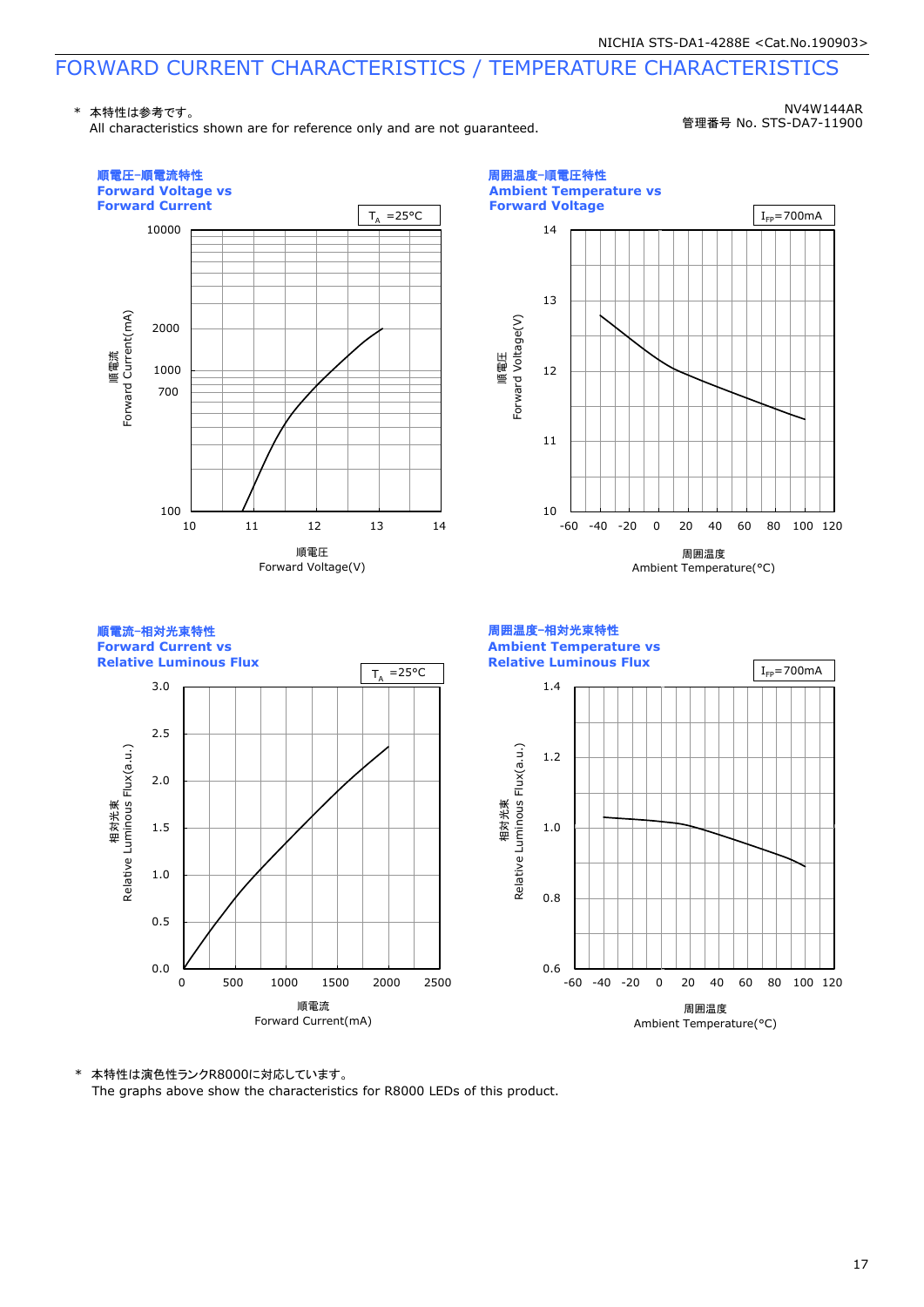# FORWARD CURRENT CHARACTERISTICS / TEMPERATURE CHARACTERISTICS

\* 本特性は参考です。
All characteristics shown are for reference only and are not guaranteed.

NV4W144AR
管理番号 No. STS-DA7-11900

### 順電圧-順電流特性 Forward Voltage vs Forward Current

$T_A$ =25°C

順電流 Forward Current(mA): 100, 700, 1000, 2000, 10000

順電圧 Forward Voltage(V): 10, 11, 12, 13, 14

### 周囲温度-順電圧特性 Ambient Temperature vs Forward Voltage

$I_{FP}$=700mA

順電圧 Forward Voltage(V): 10, 11, 12, 13, 14

周囲温度 Ambient Temperature(°C): -60, -40, -20, 0, 20, 40, 60, 80, 100, 120

### 順電流-相対光束特性 Forward Current vs Relative Luminous Flux

$T_A$ =25°C

相対光束 Relative Luminous Flux(a.u.): 0.0, 0.5, 1.0, 1.5, 2.0, 2.5, 3.0

順電流 Forward Current(mA): 0, 500, 1000, 1500, 2000, 2500

### 周囲温度-相対光束特性 Ambient Temperature vs Relative Luminous Flux

$I_{FP}$=700mA

相対光束 Relative Luminous Flux(a.u.): 0.6, 0.8, 1.0, 1.2, 1.4

周囲温度 Ambient Temperature(°C): -60, -40, -20, 0, 20, 40, 60, 80, 100, 120

\* 本特性は演色性ランクR8000に対応しています。
The graphs above show the characteristics for R8000 LEDs of this product.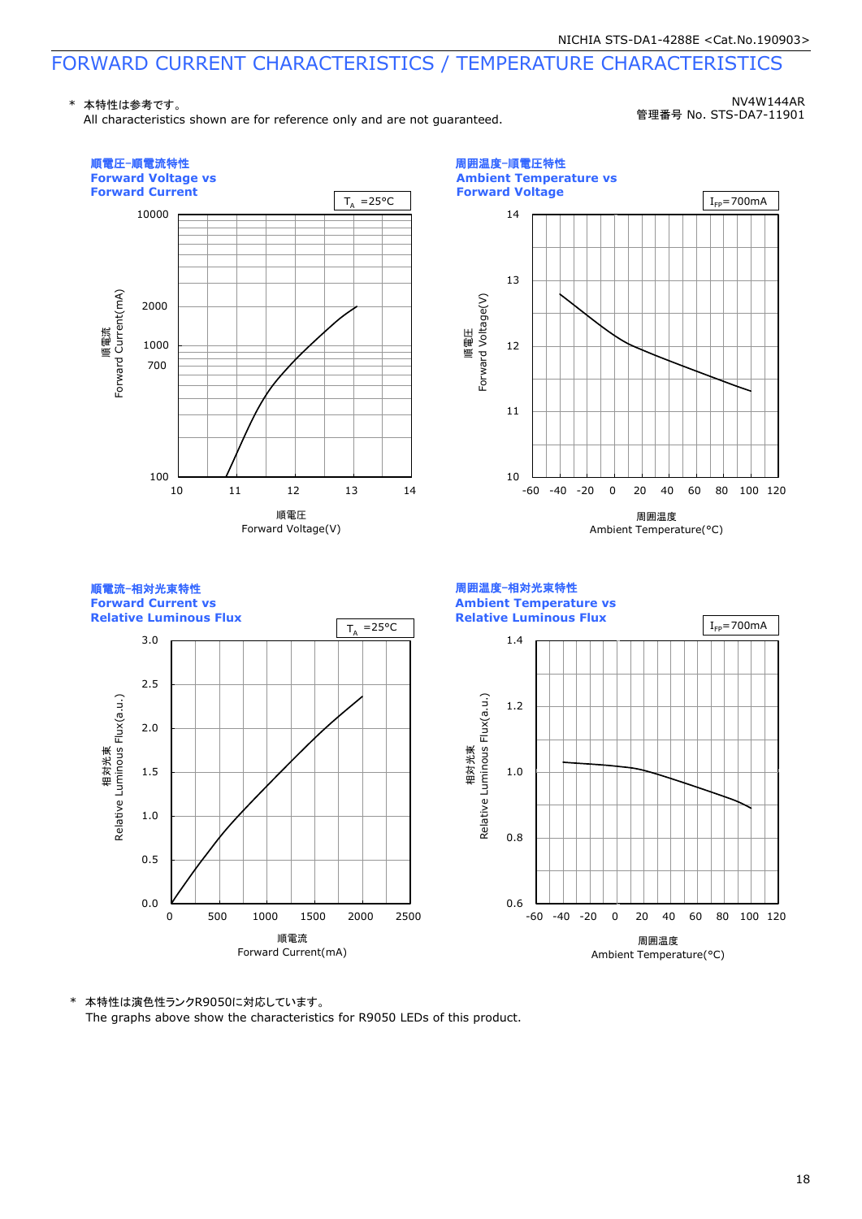# FORWARD CURRENT CHARACTERISTICS / TEMPERATURE CHARACTERISTICS

\* 本特性は参考です。
All characteristics shown are for reference only and are not guaranteed.

NV4W144AR
管理番号 No. STS-DA7-11901

### 順電圧-順電流特性 Forward Voltage vs Forward Current

$T_A$ =25°C

Y-axis: 順電流 Forward Current(mA) — 100, 700, 1000, 2000, 10000
X-axis: 順電圧 Forward Voltage(V) — 10, 11, 12, 13, 14

### 周囲温度-順電圧特性 Ambient Temperature vs Forward Voltage

$I_{FP}$=700mA

Y-axis: 順電圧 Forward Voltage(V) — 10, 11, 12, 13, 14
X-axis: 周囲温度 Ambient Temperature(°C) — -60, -40, -20, 0, 20, 40, 60, 80, 100, 120

### 順電流-相対光束特性 Forward Current vs Relative Luminous Flux

$T_A$ =25°C

Y-axis: 相対光束 Relative Luminous Flux(a.u.) — 0.0, 0.5, 1.0, 1.5, 2.0, 2.5, 3.0
X-axis: 順電流 Forward Current(mA) — 0, 500, 1000, 1500, 2000, 2500

### 周囲温度-相対光束特性 Ambient Temperature vs Relative Luminous Flux

$I_{FP}$=700mA

Y-axis: 相対光束 Relative Luminous Flux(a.u.) — 0.6, 0.8, 1.0, 1.2, 1.4
X-axis: 周囲温度 Ambient Temperature(°C) — -60, -40, -20, 0, 20, 40, 60, 80, 100, 120

\* 本特性は演色性ランクR9050に対応しています。
The graphs above show the characteristics for R9050 LEDs of this product.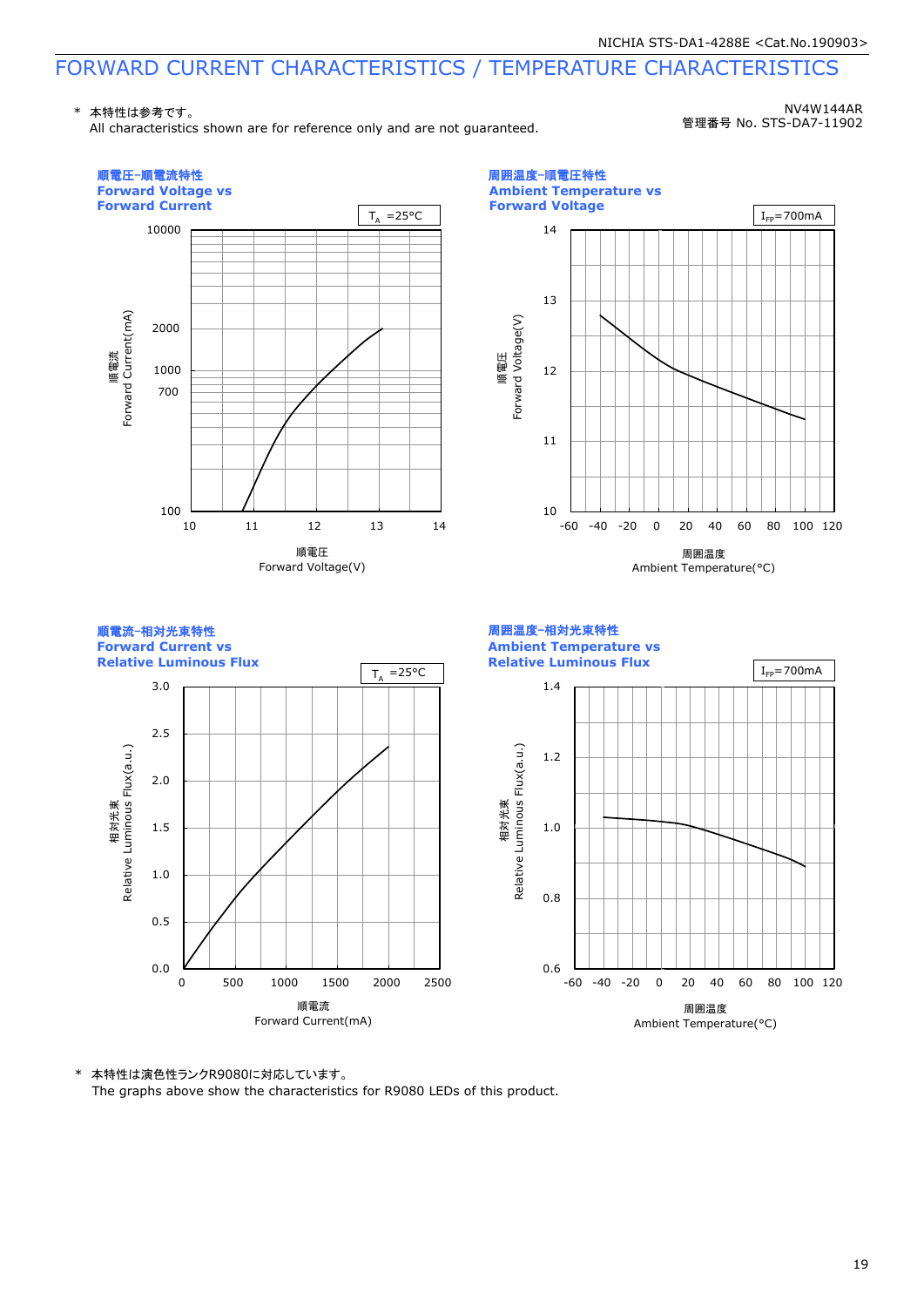# FORWARD CURRENT CHARACTERISTICS / TEMPERATURE CHARACTERISTICS

\* 本特性は参考です。
All characteristics shown are for reference only and are not guaranteed.

NV4W144AR
管理番号 No. STS-DA7-11902

### 順電圧-順電流特性
### Forward Voltage vs Forward Current

$T_A$ =25°C

順電流 Forward Current(mA): 100, 700, 1000, 2000, 10000

順電圧 Forward Voltage(V): 10, 11, 12, 13, 14

### 周囲温度-順電圧特性
### Ambient Temperature vs Forward Voltage

$I_{FP}$=700mA

順電圧 Forward Voltage(V): 10, 11, 12, 13, 14

周囲温度 Ambient Temperature(°C): -60, -40, -20, 0, 20, 40, 60, 80, 100, 120

### 順電流-相対光束特性
### Forward Current vs Relative Luminous Flux

$T_A$ =25°C

相対光束 Relative Luminous Flux(a.u.): 0.0, 0.5, 1.0, 1.5, 2.0, 2.5, 3.0

順電流 Forward Current(mA): 0, 500, 1000, 1500, 2000, 2500

### 周囲温度-相対光束特性
### Ambient Temperature vs Relative Luminous Flux

$I_{FP}$=700mA

相対光束 Relative Luminous Flux(a.u.): 0.6, 0.8, 1.0, 1.2, 1.4

周囲温度 Ambient Temperature(°C): -60, -40, -20, 0, 20, 40, 60, 80, 100, 120

\* 本特性は演色性ランクR9080に対応しています。
The graphs above show the characteristics for R9080 LEDs of this product.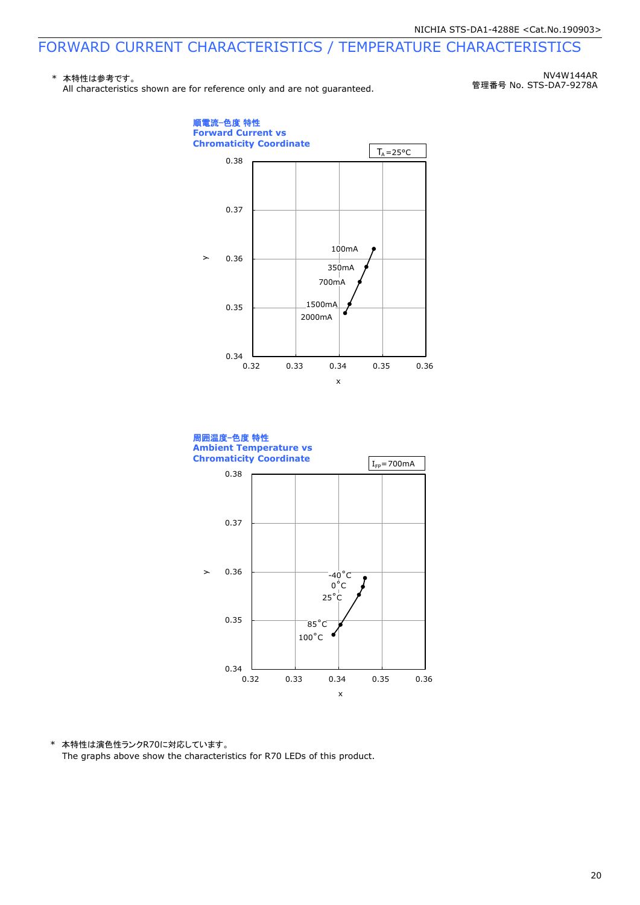# FORWARD CURRENT CHARACTERISTICS / TEMPERATURE CHARACTERISTICS

\* 本特性は参考です。
All characteristics shown are for reference only and are not guaranteed.

NV4W144AR
管理番号 No. STS-DA7-9278A

**順電流−色度 特性**
**Forward Current vs Chromaticity Coordinate**

$T_A$=25°C

y axis: 0.34–0.38; x axis: 0.32–0.36

Data points: 100mA, 350mA, 700mA, 1500mA, 2000mA

**周囲温度−色度 特性**
**Ambient Temperature vs Chromaticity Coordinate**

$I_{FP}$=700mA

y axis: 0.34–0.38; x axis: 0.32–0.36

Data points: -40°C, 0°C, 25°C, 85°C, 100°C

\* 本特性は演色性ランクR70に対応しています。
The graphs above show the characteristics for R70 LEDs of this product.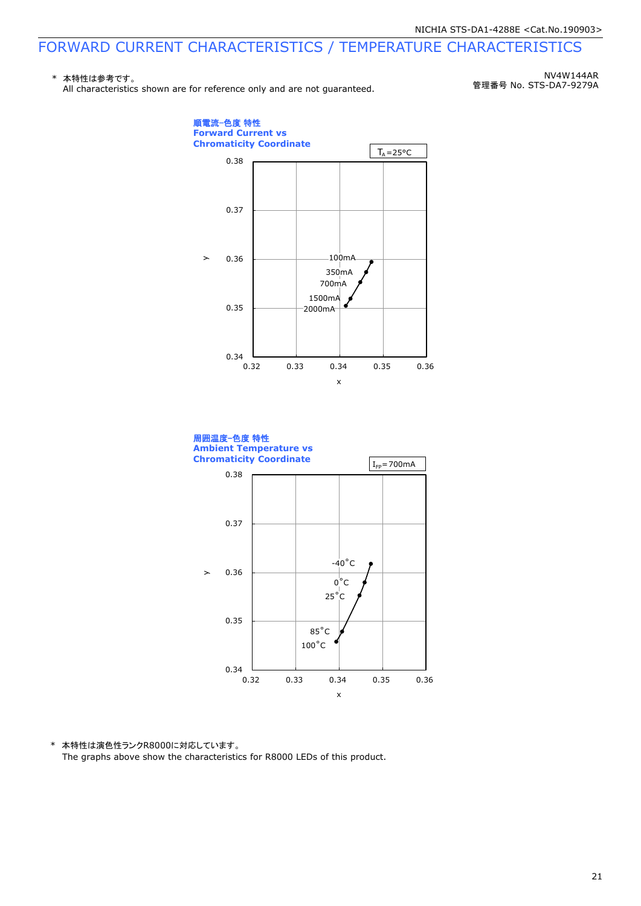# FORWARD CURRENT CHARACTERISTICS / TEMPERATURE CHARACTERISTICS

\* 本特性は参考です。
All characteristics shown are for reference only and are not guaranteed.

NV4W144AR
管理番号 No. STS-DA7-9279A

**順電流-色度 特性**
**Forward Current vs Chromaticity Coordinate**

$T_A$=25°C

y: 0.34–0.38; x: 0.32–0.36

100mA, 350mA, 700mA, 1500mA, 2000mA

**周囲温度-色度 特性**
**Ambient Temperature vs Chromaticity Coordinate**

$I_{FP}$=700mA

y: 0.34–0.38; x: 0.32–0.36

-40°C, 0°C, 25°C, 85°C, 100°C

\* 本特性は演色性ランクR8000に対応しています。
The graphs above show the characteristics for R8000 LEDs of this product.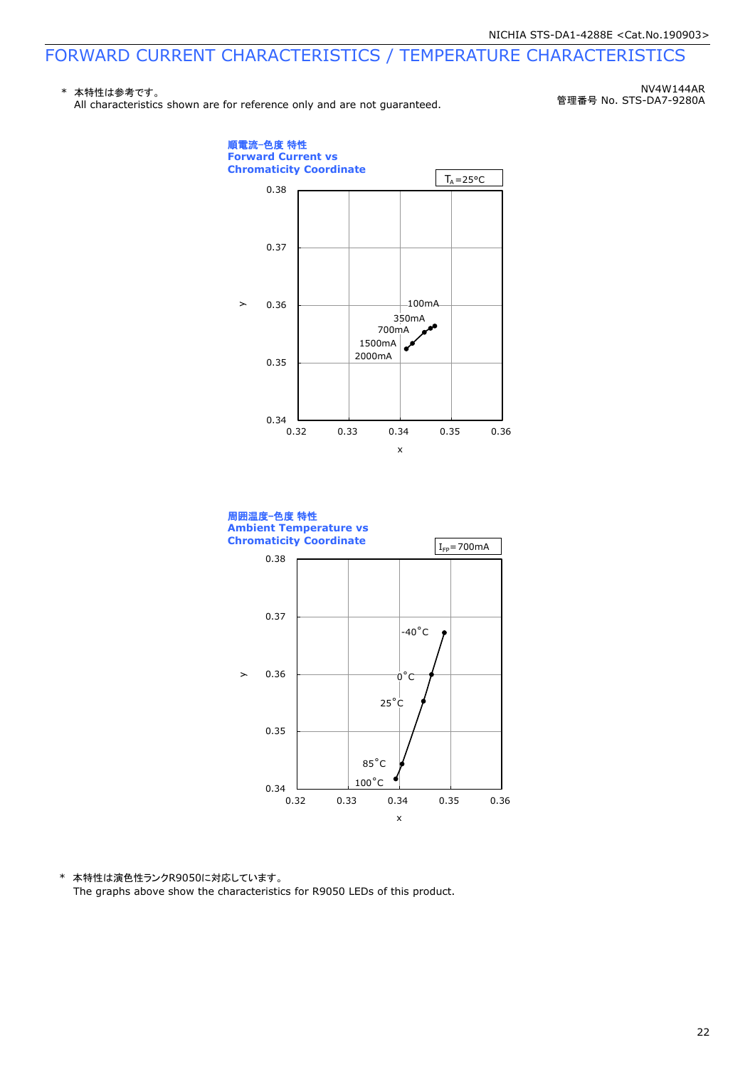# FORWARD CURRENT CHARACTERISTICS / TEMPERATURE CHARACTERISTICS

\* 本特性は参考です。
All characteristics shown are for reference only and are not guaranteed.

NV4W144AR
管理番号 No. STS-DA7-9280A

**順電流−色度 特性**
**Forward Current vs Chromaticity Coordinate**

$T_A$=25°C

y: 0.34 – 0.38; x: 0.32 – 0.36

100mA, 350mA, 700mA, 1500mA, 2000mA

**周囲温度−色度 特性**
**Ambient Temperature vs Chromaticity Coordinate**

$I_{FP}$=700mA

y: 0.34 – 0.38; x: 0.32 – 0.36

-40°C, 0°C, 25°C, 85°C, 100°C

\* 本特性は演色性ランクR9050に対応しています。
The graphs above show the characteristics for R9050 LEDs of this product.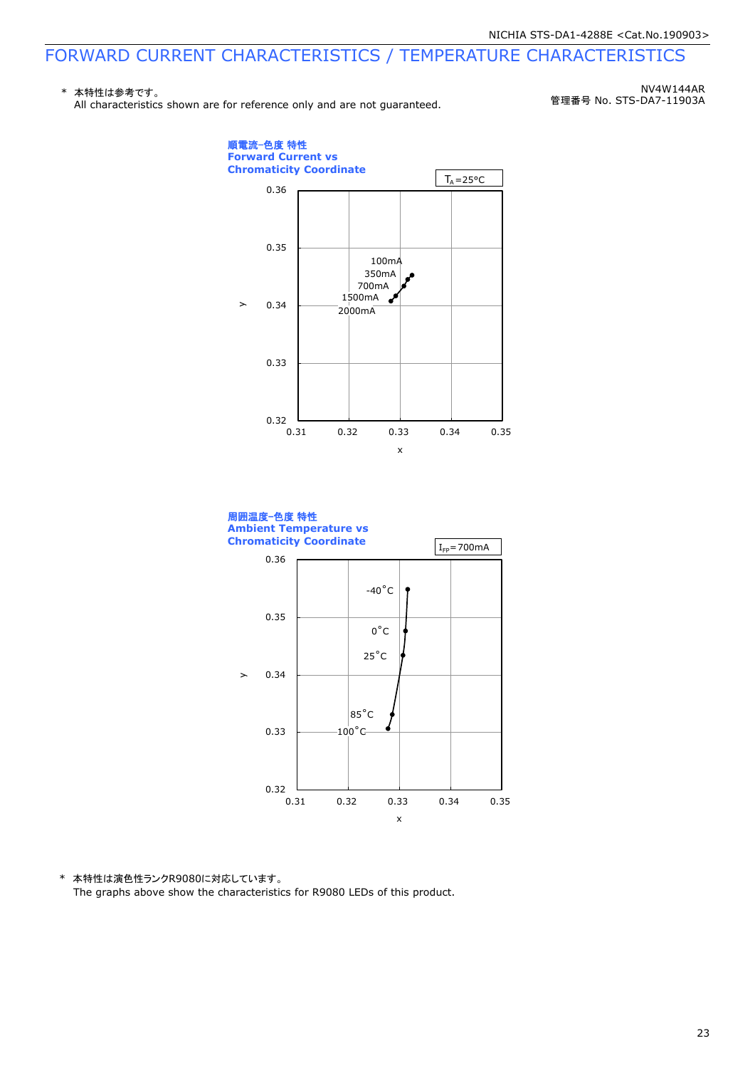# FORWARD CURRENT CHARACTERISTICS / TEMPERATURE CHARACTERISTICS

\* 本特性は参考です。
All characteristics shown are for reference only and are not guaranteed.

NV4W144AR
管理番号 No. STS-DA7-11903A

**順電流-色度 特性**
**Forward Current vs Chromaticity Coordinate**

$T_A$=25°C

y axis: 0.32 – 0.36; x axis: 0.31 – 0.35

100mA, 350mA, 700mA, 1500mA, 2000mA

**周囲温度-色度 特性**
**Ambient Temperature vs Chromaticity Coordinate**

$I_{FP}$=700mA

y axis: 0.32 – 0.36; x axis: 0.31 – 0.35

-40°C, 0°C, 25°C, 85°C, 100°C

\* 本特性は演色性ランクR9080に対応しています。
The graphs above show the characteristics for R9080 LEDs of this product.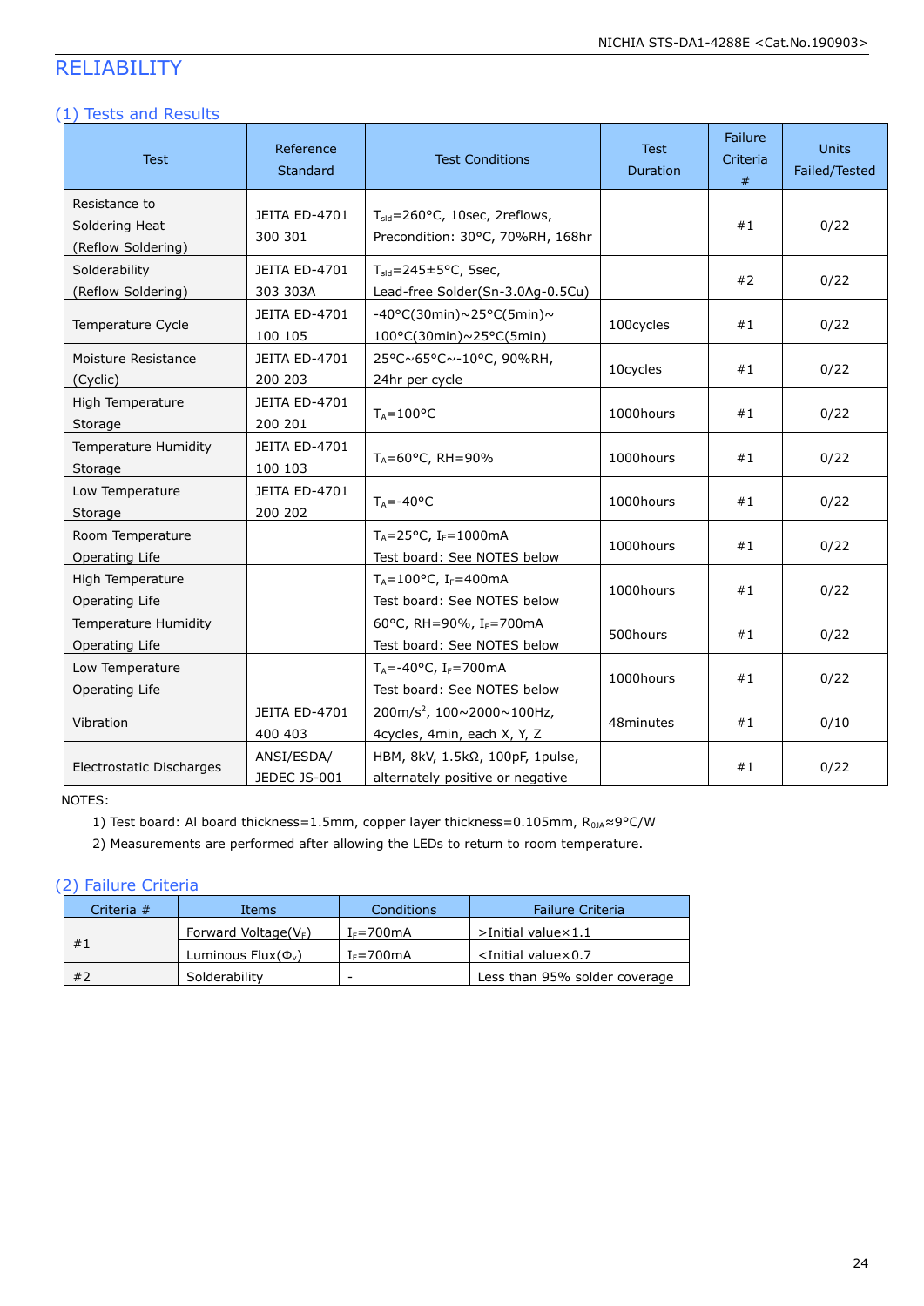# RELIABILITY

## (1) Tests and Results

| Test | Reference Standard | Test Conditions | Test Duration | Failure Criteria # | Units Failed/Tested |
|---|---|---|---|---|---|
| Resistance to Soldering Heat (Reflow Soldering) | JEITA ED-4701 300 301 | $T_{sld}$=260°C, 10sec, 2reflows, Precondition: 30°C, 70%RH, 168hr | | #1 | 0/22 |
| Solderability (Reflow Soldering) | JEITA ED-4701 303 303A | $T_{sld}$=245±5°C, 5sec, Lead-free Solder(Sn-3.0Ag-0.5Cu) | | #2 | 0/22 |
| Temperature Cycle | JEITA ED-4701 100 105 | -40°C(30min)~25°C(5min)~ 100°C(30min)~25°C(5min) | 100cycles | #1 | 0/22 |
| Moisture Resistance (Cyclic) | JEITA ED-4701 200 203 | 25°C~65°C~-10°C, 90%RH, 24hr per cycle | 10cycles | #1 | 0/22 |
| High Temperature Storage | JEITA ED-4701 200 201 | $T_A$=100°C | 1000hours | #1 | 0/22 |
| Temperature Humidity Storage | JEITA ED-4701 100 103 | $T_A$=60°C, RH=90% | 1000hours | #1 | 0/22 |
| Low Temperature Storage | JEITA ED-4701 200 202 | $T_A$=-40°C | 1000hours | #1 | 0/22 |
| Room Temperature Operating Life | | $T_A$=25°C, $I_F$=1000mA Test board: See NOTES below | 1000hours | #1 | 0/22 |
| High Temperature Operating Life | | $T_A$=100°C, $I_F$=400mA Test board: See NOTES below | 1000hours | #1 | 0/22 |
| Temperature Humidity Operating Life | | 60°C, RH=90%, $I_F$=700mA Test board: See NOTES below | 500hours | #1 | 0/22 |
| Low Temperature Operating Life | | $T_A$=-40°C, $I_F$=700mA Test board: See NOTES below | 1000hours | #1 | 0/22 |
| Vibration | JEITA ED-4701 400 403 | 200m/s$^2$, 100~2000~100Hz, 4cycles, 4min, each X, Y, Z | 48minutes | #1 | 0/10 |
| Electrostatic Discharges | ANSI/ESDA/ JEDEC JS-001 | HBM, 8kV, 1.5kΩ, 100pF, 1pulse, alternately positive or negative | | #1 | 0/22 |

NOTES:

1) Test board: Al board thickness=1.5mm, copper layer thickness=0.105mm, $R_{\theta JA}$≈9°C/W
2) Measurements are performed after allowing the LEDs to return to room temperature.

## (2) Failure Criteria

| Criteria # | Items | Conditions | Failure Criteria |
|---|---|---|---|
| #1 | Forward Voltage($V_F$) | $I_F$=700mA | >Initial value×1.1 |
| | Luminous Flux($\Phi_v$) | $I_F$=700mA | <Initial value×0.7 |
| #2 | Solderability | - | Less than 95% solder coverage |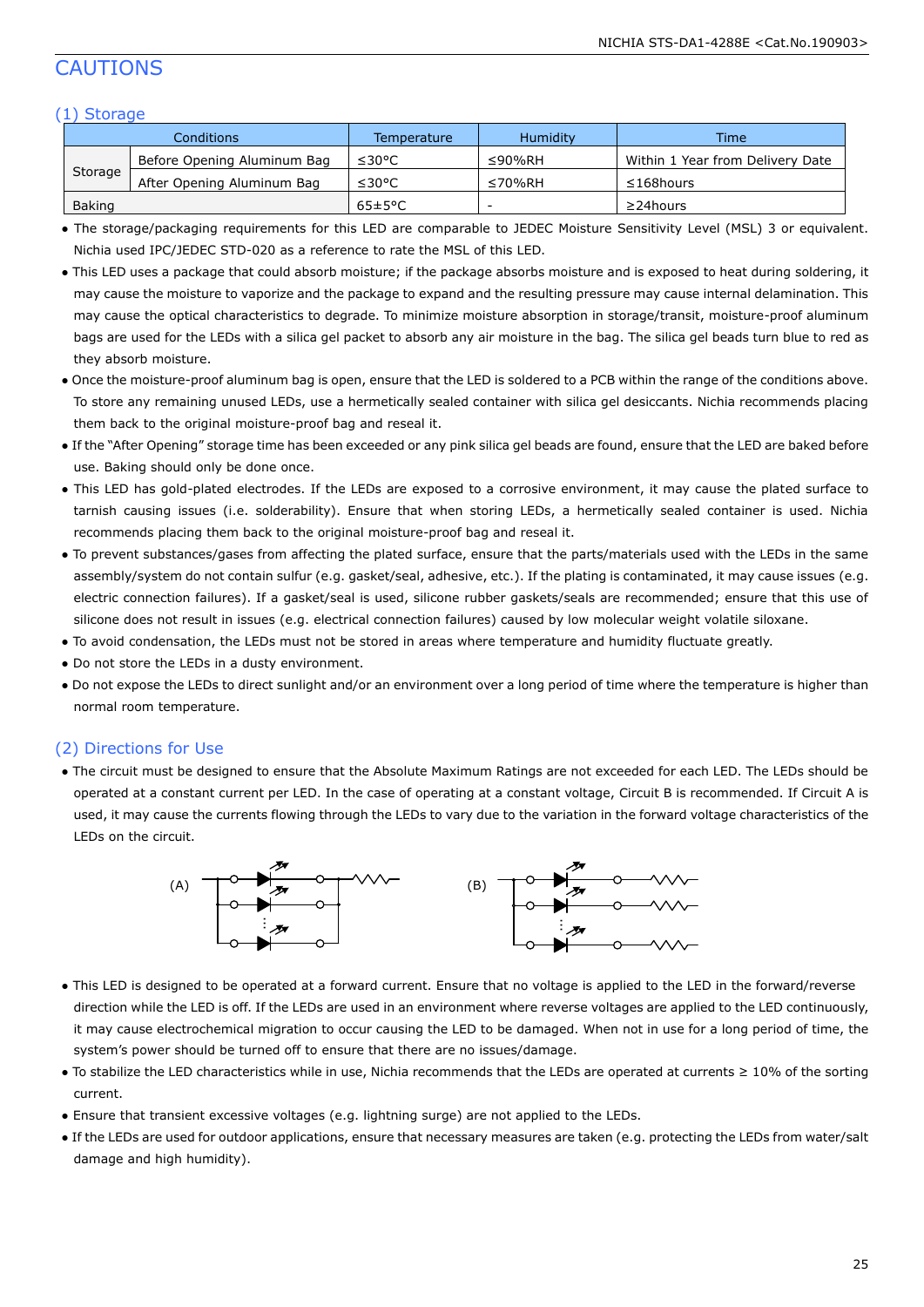# CAUTIONS

## (1) Storage

| Conditions | | Temperature | Humidity | Time |
|---|---|---|---|---|
| Storage | Before Opening Aluminum Bag | ≤30°C | ≤90%RH | Within 1 Year from Delivery Date |
| | After Opening Aluminum Bag | ≤30°C | ≤70%RH | ≤168hours |
| Baking | | 65±5°C | - | ≥24hours |

- The storage/packaging requirements for this LED are comparable to JEDEC Moisture Sensitivity Level (MSL) 3 or equivalent. Nichia used IPC/JEDEC STD-020 as a reference to rate the MSL of this LED.
- This LED uses a package that could absorb moisture; if the package absorbs moisture and is exposed to heat during soldering, it may cause the moisture to vaporize and the package to expand and the resulting pressure may cause internal delamination. This may cause the optical characteristics to degrade. To minimize moisture absorption in storage/transit, moisture-proof aluminum bags are used for the LEDs with a silica gel packet to absorb any air moisture in the bag. The silica gel beads turn blue to red as they absorb moisture.
- Once the moisture-proof aluminum bag is open, ensure that the LED is soldered to a PCB within the range of the conditions above. To store any remaining unused LEDs, use a hermetically sealed container with silica gel desiccants. Nichia recommends placing them back to the original moisture-proof bag and reseal it.
- If the "After Opening" storage time has been exceeded or any pink silica gel beads are found, ensure that the LED are baked before use. Baking should only be done once.
- This LED has gold-plated electrodes. If the LEDs are exposed to a corrosive environment, it may cause the plated surface to tarnish causing issues (i.e. solderability). Ensure that when storing LEDs, a hermetically sealed container is used. Nichia recommends placing them back to the original moisture-proof bag and reseal it.
- To prevent substances/gases from affecting the plated surface, ensure that the parts/materials used with the LEDs in the same assembly/system do not contain sulfur (e.g. gasket/seal, adhesive, etc.). If the plating is contaminated, it may cause issues (e.g. electric connection failures). If a gasket/seal is used, silicone rubber gaskets/seals are recommended; ensure that this use of silicone does not result in issues (e.g. electrical connection failures) caused by low molecular weight volatile siloxane.
- To avoid condensation, the LEDs must not be stored in areas where temperature and humidity fluctuate greatly.
- Do not store the LEDs in a dusty environment.
- Do not expose the LEDs to direct sunlight and/or an environment over a long period of time where the temperature is higher than normal room temperature.

## (2) Directions for Use

- The circuit must be designed to ensure that the Absolute Maximum Ratings are not exceeded for each LED. The LEDs should be operated at a constant current per LED. In the case of operating at a constant voltage, Circuit B is recommended. If Circuit A is used, it may cause the currents flowing through the LEDs to vary due to the variation in the forward voltage characteristics of the LEDs on the circuit.

(A) (B)

- This LED is designed to be operated at a forward current. Ensure that no voltage is applied to the LED in the forward/reverse direction while the LED is off. If the LEDs are used in an environment where reverse voltages are applied to the LED continuously, it may cause electrochemical migration to occur causing the LED to be damaged. When not in use for a long period of time, the system's power should be turned off to ensure that there are no issues/damage.
- To stabilize the LED characteristics while in use, Nichia recommends that the LEDs are operated at currents ≥ 10% of the sorting current.
- Ensure that transient excessive voltages (e.g. lightning surge) are not applied to the LEDs.
- If the LEDs are used for outdoor applications, ensure that necessary measures are taken (e.g. protecting the LEDs from water/salt damage and high humidity).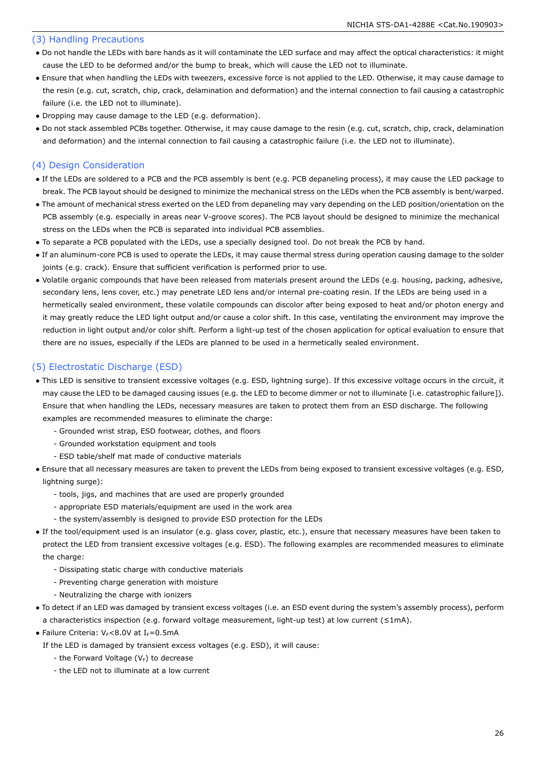## (3) Handling Precautions

- Do not handle the LEDs with bare hands as it will contaminate the LED surface and may affect the optical characteristics: it might cause the LED to be deformed and/or the bump to break, which will cause the LED not to illuminate.
- Ensure that when handling the LEDs with tweezers, excessive force is not applied to the LED. Otherwise, it may cause damage to the resin (e.g. cut, scratch, chip, crack, delamination and deformation) and the internal connection to fail causing a catastrophic failure (i.e. the LED not to illuminate).
- Dropping may cause damage to the LED (e.g. deformation).
- Do not stack assembled PCBs together. Otherwise, it may cause damage to the resin (e.g. cut, scratch, chip, crack, delamination and deformation) and the internal connection to fail causing a catastrophic failure (i.e. the LED not to illuminate).

## (4) Design Consideration

- If the LEDs are soldered to a PCB and the PCB assembly is bent (e.g. PCB depaneling process), it may cause the LED package to break. The PCB layout should be designed to minimize the mechanical stress on the LEDs when the PCB assembly is bent/warped.
- The amount of mechanical stress exerted on the LED from depaneling may vary depending on the LED position/orientation on the PCB assembly (e.g. especially in areas near V-groove scores). The PCB layout should be designed to minimize the mechanical stress on the LEDs when the PCB is separated into individual PCB assemblies.
- To separate a PCB populated with the LEDs, use a specially designed tool. Do not break the PCB by hand.
- If an aluminum-core PCB is used to operate the LEDs, it may cause thermal stress during operation causing damage to the solder joints (e.g. crack). Ensure that sufficient verification is performed prior to use.
- Volatile organic compounds that have been released from materials present around the LEDs (e.g. housing, packing, adhesive, secondary lens, lens cover, etc.) may penetrate LED lens and/or internal pre-coating resin. If the LEDs are being used in a hermetically sealed environment, these volatile compounds can discolor after being exposed to heat and/or photon energy and it may greatly reduce the LED light output and/or cause a color shift. In this case, ventilating the environment may improve the reduction in light output and/or color shift. Perform a light-up test of the chosen application for optical evaluation to ensure that there are no issues, especially if the LEDs are planned to be used in a hermetically sealed environment.

## (5) Electrostatic Discharge (ESD)

- This LED is sensitive to transient excessive voltages (e.g. ESD, lightning surge). If this excessive voltage occurs in the circuit, it may cause the LED to be damaged causing issues (e.g. the LED to become dimmer or not to illuminate [i.e. catastrophic failure]). Ensure that when handling the LEDs, necessary measures are taken to protect them from an ESD discharge. The following examples are recommended measures to eliminate the charge:
  - Grounded wrist strap, ESD footwear, clothes, and floors
  - Grounded workstation equipment and tools
  - ESD table/shelf mat made of conductive materials
- Ensure that all necessary measures are taken to prevent the LEDs from being exposed to transient excessive voltages (e.g. ESD, lightning surge):
  - tools, jigs, and machines that are used are properly grounded
  - appropriate ESD materials/equipment are used in the work area
  - the system/assembly is designed to provide ESD protection for the LEDs
- If the tool/equipment used is an insulator (e.g. glass cover, plastic, etc.), ensure that necessary measures have been taken to protect the LED from transient excessive voltages (e.g. ESD). The following examples are recommended measures to eliminate the charge:
  - Dissipating static charge with conductive materials
  - Preventing charge generation with moisture
  - Neutralizing the charge with ionizers
- To detect if an LED was damaged by transient excess voltages (i.e. an ESD event during the system's assembly process), perform a characteristics inspection (e.g. forward voltage measurement, light-up test) at low current (≤1mA).
- Failure Criteria: $V_F$<8.0V at $I_F$=0.5mA

  If the LED is damaged by transient excess voltages (e.g. ESD), it will cause:
  - the Forward Voltage ($V_F$) to decrease
  - the LED not to illuminate at a low current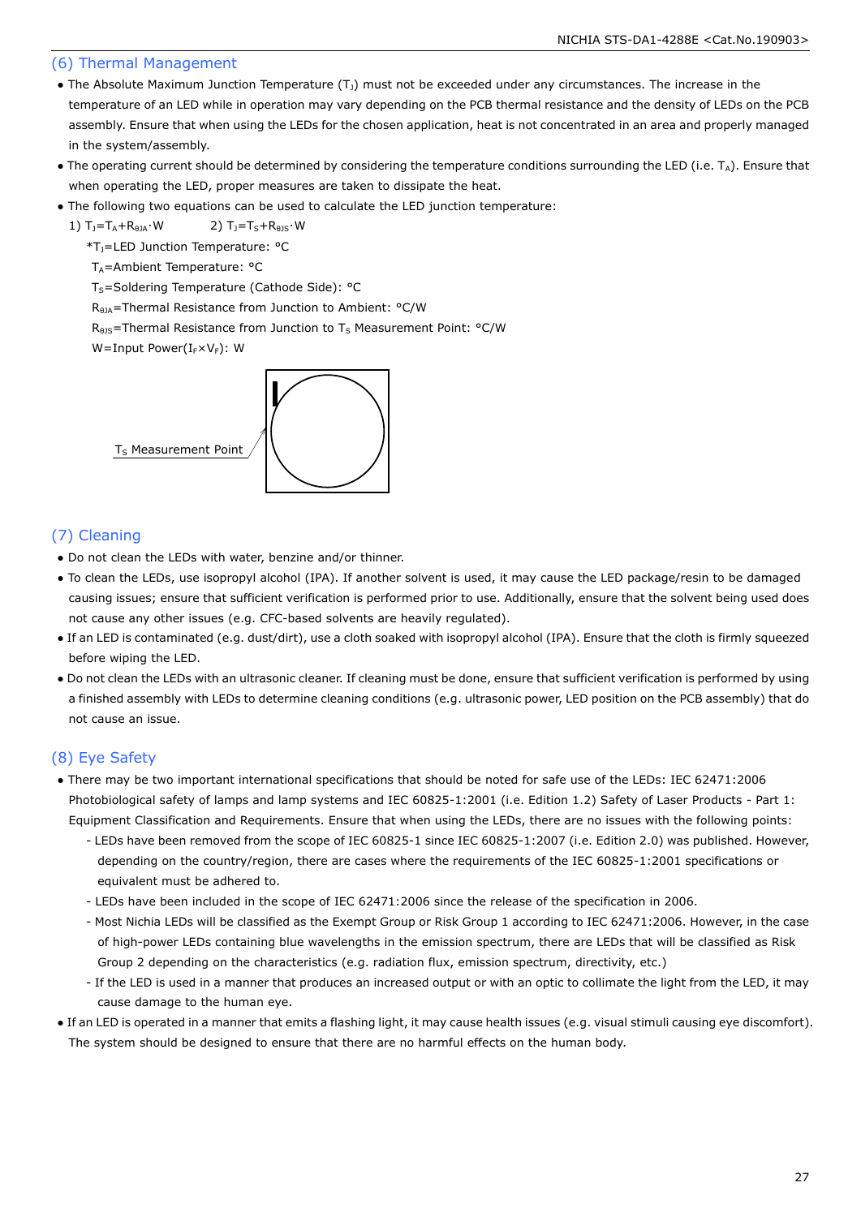## (6) Thermal Management

- The Absolute Maximum Junction Temperature ($T_J$) must not be exceeded under any circumstances. The increase in the temperature of an LED while in operation may vary depending on the PCB thermal resistance and the density of LEDs on the PCB assembly. Ensure that when using the LEDs for the chosen application, heat is not concentrated in an area and properly managed in the system/assembly.
- The operating current should be determined by considering the temperature conditions surrounding the LED (i.e. $T_A$). Ensure that when operating the LED, proper measures are taken to dissipate the heat.
- The following two equations can be used to calculate the LED junction temperature:

  1) $T_J=T_A+R_{\theta JA}\cdot W$ 2) $T_J=T_S+R_{\theta JS}\cdot W$

  *$T_J$=LED Junction Temperature: °C

  $T_A$=Ambient Temperature: °C

  $T_S$=Soldering Temperature (Cathode Side): °C

  $R_{\theta JA}$=Thermal Resistance from Junction to Ambient: °C/W

  $R_{\theta JS}$=Thermal Resistance from Junction to $T_S$ Measurement Point: °C/W

  W=Input Power($I_F\times V_F$): W

$T_S$ Measurement Point

## (7) Cleaning

- Do not clean the LEDs with water, benzine and/or thinner.
- To clean the LEDs, use isopropyl alcohol (IPA). If another solvent is used, it may cause the LED package/resin to be damaged causing issues; ensure that sufficient verification is performed prior to use. Additionally, ensure that the solvent being used does not cause any other issues (e.g. CFC-based solvents are heavily regulated).
- If an LED is contaminated (e.g. dust/dirt), use a cloth soaked with isopropyl alcohol (IPA). Ensure that the cloth is firmly squeezed before wiping the LED.
- Do not clean the LEDs with an ultrasonic cleaner. If cleaning must be done, ensure that sufficient verification is performed by using a finished assembly with LEDs to determine cleaning conditions (e.g. ultrasonic power, LED position on the PCB assembly) that do not cause an issue.

## (8) Eye Safety

- There may be two important international specifications that should be noted for safe use of the LEDs: IEC 62471:2006 Photobiological safety of lamps and lamp systems and IEC 60825-1:2001 (i.e. Edition 1.2) Safety of Laser Products - Part 1: Equipment Classification and Requirements. Ensure that when using the LEDs, there are no issues with the following points:
  - LEDs have been removed from the scope of IEC 60825-1 since IEC 60825-1:2007 (i.e. Edition 2.0) was published. However, depending on the country/region, there are cases where the requirements of the IEC 60825-1:2001 specifications or equivalent must be adhered to.
  - LEDs have been included in the scope of IEC 62471:2006 since the release of the specification in 2006.
  - Most Nichia LEDs will be classified as the Exempt Group or Risk Group 1 according to IEC 62471:2006. However, in the case of high-power LEDs containing blue wavelengths in the emission spectrum, there are LEDs that will be classified as Risk Group 2 depending on the characteristics (e.g. radiation flux, emission spectrum, directivity, etc.)
  - If the LED is used in a manner that produces an increased output or with an optic to collimate the light from the LED, it may cause damage to the human eye.
- If an LED is operated in a manner that emits a flashing light, it may cause health issues (e.g. visual stimuli causing eye discomfort). The system should be designed to ensure that there are no harmful effects on the human body.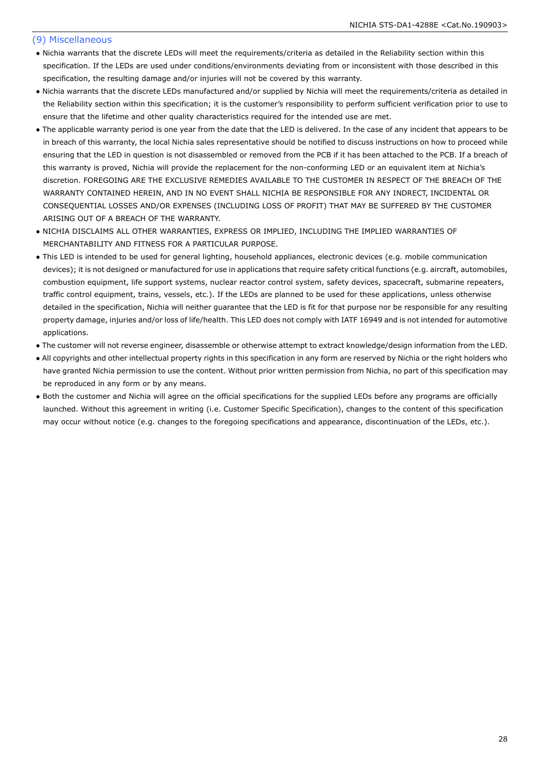## (9) Miscellaneous

- Nichia warrants that the discrete LEDs will meet the requirements/criteria as detailed in the Reliability section within this specification. If the LEDs are used under conditions/environments deviating from or inconsistent with those described in this specification, the resulting damage and/or injuries will not be covered by this warranty.
- Nichia warrants that the discrete LEDs manufactured and/or supplied by Nichia will meet the requirements/criteria as detailed in the Reliability section within this specification; it is the customer's responsibility to perform sufficient verification prior to use to ensure that the lifetime and other quality characteristics required for the intended use are met.
- The applicable warranty period is one year from the date that the LED is delivered. In the case of any incident that appears to be in breach of this warranty, the local Nichia sales representative should be notified to discuss instructions on how to proceed while ensuring that the LED in question is not disassembled or removed from the PCB if it has been attached to the PCB. If a breach of this warranty is proved, Nichia will provide the replacement for the non-conforming LED or an equivalent item at Nichia's discretion. FOREGOING ARE THE EXCLUSIVE REMEDIES AVAILABLE TO THE CUSTOMER IN RESPECT OF THE BREACH OF THE WARRANTY CONTAINED HEREIN, AND IN NO EVENT SHALL NICHIA BE RESPONSIBLE FOR ANY INDRECT, INCIDENTAL OR CONSEQUENTIAL LOSSES AND/OR EXPENSES (INCLUDING LOSS OF PROFIT) THAT MAY BE SUFFERED BY THE CUSTOMER ARISING OUT OF A BREACH OF THE WARRANTY.
- NICHIA DISCLAIMS ALL OTHER WARRANTIES, EXPRESS OR IMPLIED, INCLUDING THE IMPLIED WARRANTIES OF MERCHANTABILITY AND FITNESS FOR A PARTICULAR PURPOSE.
- This LED is intended to be used for general lighting, household appliances, electronic devices (e.g. mobile communication devices); it is not designed or manufactured for use in applications that require safety critical functions (e.g. aircraft, automobiles, combustion equipment, life support systems, nuclear reactor control system, safety devices, spacecraft, submarine repeaters, traffic control equipment, trains, vessels, etc.). If the LEDs are planned to be used for these applications, unless otherwise detailed in the specification, Nichia will neither guarantee that the LED is fit for that purpose nor be responsible for any resulting property damage, injuries and/or loss of life/health. This LED does not comply with IATF 16949 and is not intended for automotive applications.
- The customer will not reverse engineer, disassemble or otherwise attempt to extract knowledge/design information from the LED.
- All copyrights and other intellectual property rights in this specification in any form are reserved by Nichia or the right holders who have granted Nichia permission to use the content. Without prior written permission from Nichia, no part of this specification may be reproduced in any form or by any means.
- Both the customer and Nichia will agree on the official specifications for the supplied LEDs before any programs are officially launched. Without this agreement in writing (i.e. Customer Specific Specification), changes to the content of this specification may occur without notice (e.g. changes to the foregoing specifications and appearance, discontinuation of the LEDs, etc.).